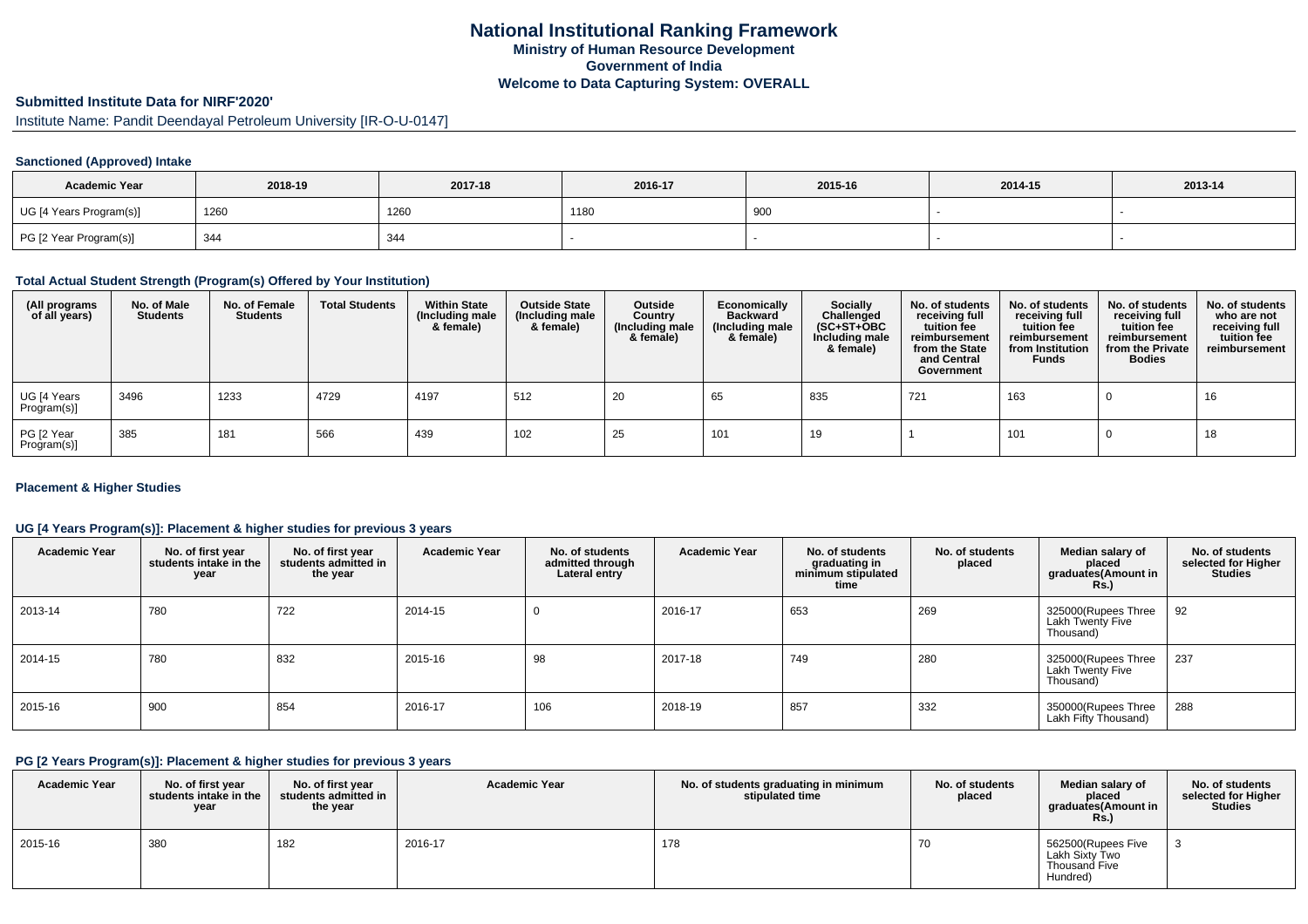# National Institutional Ranking Framework
## Ministry of Human Resource Development
## Government of India
## Welcome to Data Capturing System: OVERALL

### Submitted Institute Data for NIRF'2020'

Institute Name: Pandit Deendayal Petroleum University [IR-O-U-0147]

#### Sanctioned (Approved) Intake

| Academic Year | 2018-19 | 2017-18 | 2016-17 | 2015-16 | 2014-15 | 2013-14 |
|---|---|---|---|---|---|---|
| UG [4 Years Program(s)] | 1260 | 1260 | 1180 | 900 | - | - |
| PG [2 Year Program(s)] | 344 | 344 | - | - | - | - |

#### Total Actual Student Strength (Program(s) Offered by Your Institution)

| (All programs of all years) | No. of Male Students | No. of Female Students | Total Students | Within State (Including male & female) | Outside State (Including male & female) | Outside Country (Including male & female) | Economically Backward (Including male & female) | Socially Challenged (SC+ST+OBC Including male & female) | No. of students receiving full tuition fee reimbursement from the State and Central Government | No. of students receiving full tuition fee reimbursement from Institution Funds | No. of students receiving full tuition fee reimbursement from the Private Bodies | No. of students who are not receiving full tuition fee reimbursement |
|---|---|---|---|---|---|---|---|---|---|---|---|---|
| UG [4 Years Program(s)] | 3496 | 1233 | 4729 | 4197 | 512 | 20 | 65 | 835 | 721 | 163 | 0 | 16 |
| PG [2 Year Program(s)] | 385 | 181 | 566 | 439 | 102 | 25 | 101 | 19 | 1 | 101 | 0 | 18 |

#### Placement & Higher Studies

#### UG [4 Years Program(s)]: Placement & higher studies for previous 3 years

| Academic Year | No. of first year students intake in the year | No. of first year students admitted in the year | Academic Year | No. of students admitted through Lateral entry | Academic Year | No. of students graduating in minimum stipulated time | No. of students placed | Median salary of placed graduates(Amount in Rs.) | No. of students selected for Higher Studies |
|---|---|---|---|---|---|---|---|---|---|
| 2013-14 | 780 | 722 | 2014-15 | 0 | 2016-17 | 653 | 269 | 325000(Rupees Three Lakh Twenty Five Thousand) | 92 |
| 2014-15 | 780 | 832 | 2015-16 | 98 | 2017-18 | 749 | 280 | 325000(Rupees Three Lakh Twenty Five Thousand) | 237 |
| 2015-16 | 900 | 854 | 2016-17 | 106 | 2018-19 | 857 | 332 | 350000(Rupees Three Lakh Fifty Thousand) | 288 |

#### PG [2 Years Program(s)]: Placement & higher studies for previous 3 years

| Academic Year | No. of first year students intake in the year | No. of first year students admitted in the year | Academic Year | No. of students graduating in minimum stipulated time | No. of students placed | Median salary of placed graduates(Amount in Rs.) | No. of students selected for Higher Studies |
|---|---|---|---|---|---|---|---|
| 2015-16 | 380 | 182 | 2016-17 | 178 | 70 | 562500(Rupees Five Lakh Sixty Two Thousand Five Hundred) | 3 |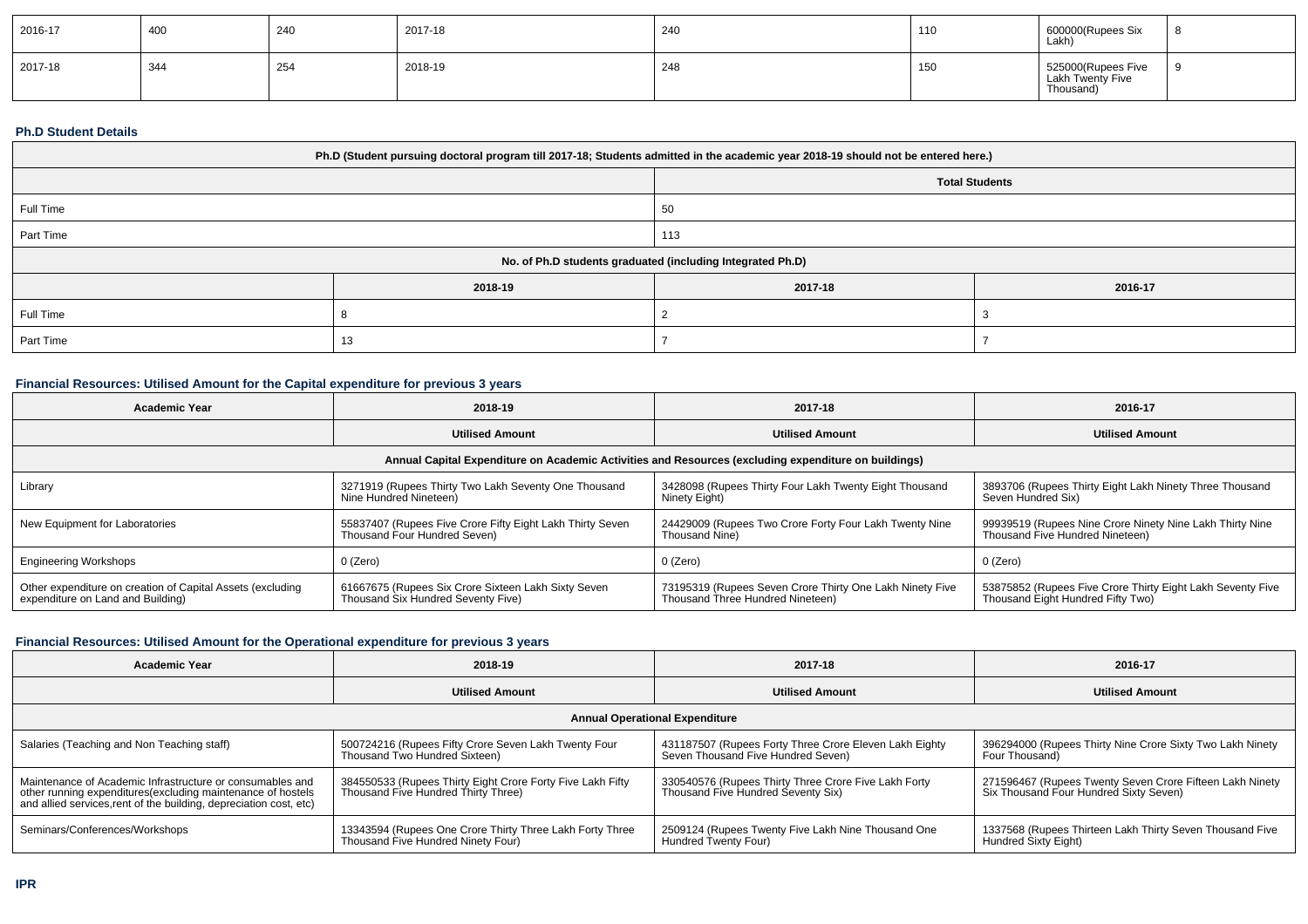| 2016-17 | 400 | 240 | 2017-18 | 240 | 110 | 600000(Rupees Six Lakh) | 8 |
|---|---|---|---|---|---|---|---|
| 2017-18 | 344 | 254 | 2018-19 | 248 | 150 | 525000(Rupees Five Lakh Twenty Five Thousand) | 9 |

### Ph.D Student Details

| Ph.D (Student pursuing doctoral program till 2017-18; Students admitted in the academic year 2018-19 should not be entered here.) | | |
|---|---|---|
| | Total Students | |
| Full Time | 50 | |
| Part Time | 113 | |
| No. of Ph.D students graduated (including Integrated Ph.D) | | |
| | 2018-19 | 2017-18 | 2016-17 |
| Full Time | 8 | 2 | 3 |
| Part Time | 13 | 7 | 7 |

### Financial Resources: Utilised Amount for the Capital expenditure for previous 3 years

| Academic Year | 2018-19 | 2017-18 | 2016-17 |
|---|---|---|---|
| | Utilised Amount | Utilised Amount | Utilised Amount |
| Annual Capital Expenditure on Academic Activities and Resources (excluding expenditure on buildings) | | | |
| Library | 3271919 (Rupees Thirty Two Lakh Seventy One Thousand Nine Hundred Nineteen) | 3428098 (Rupees Thirty Four Lakh Twenty Eight Thousand Ninety Eight) | 3893706 (Rupees Thirty Eight Lakh Ninety Three Thousand Seven Hundred Six) |
| New Equipment for Laboratories | 55837407 (Rupees Five Crore Fifty Eight Lakh Thirty Seven Thousand Four Hundred Seven) | 24429009 (Rupees Two Crore Forty Four Lakh Twenty Nine Thousand Nine) | 99939519 (Rupees Nine Crore Ninety Nine Lakh Thirty Nine Thousand Five Hundred Nineteen) |
| Engineering Workshops | 0 (Zero) | 0 (Zero) | 0 (Zero) |
| Other expenditure on creation of Capital Assets (excluding expenditure on Land and Building) | 61667675 (Rupees Six Crore Sixteen Lakh Sixty Seven Thousand Six Hundred Seventy Five) | 73195319 (Rupees Seven Crore Thirty One Lakh Ninety Five Thousand Three Hundred Nineteen) | 53875852 (Rupees Five Crore Thirty Eight Lakh Seventy Five Thousand Eight Hundred Fifty Two) |

### Financial Resources: Utilised Amount for the Operational expenditure for previous 3 years

| Academic Year | 2018-19 | 2017-18 | 2016-17 |
|---|---|---|---|
| | Utilised Amount | Utilised Amount | Utilised Amount |
| Annual Operational Expenditure | | | |
| Salaries (Teaching and Non Teaching staff) | 500724216 (Rupees Fifty Crore Seven Lakh Twenty Four Thousand Two Hundred Sixteen) | 431187507 (Rupees Forty Three Crore Eleven Lakh Eighty Seven Thousand Five Hundred Seven) | 396294000 (Rupees Thirty Nine Crore Sixty Two Lakh Ninety Four Thousand) |
| Maintenance of Academic Infrastructure or consumables and other running expenditures(excluding maintenance of hostels and allied services,rent of the building, depreciation cost, etc) | 384550533 (Rupees Thirty Eight Crore Forty Five Lakh Fifty Thousand Five Hundred Thirty Three) | 330540576 (Rupees Thirty Three Crore Five Lakh Forty Thousand Five Hundred Seventy Six) | 271596467 (Rupees Twenty Seven Crore Fifteen Lakh Ninety Six Thousand Four Hundred Sixty Seven) |
| Seminars/Conferences/Workshops | 13343594 (Rupees One Crore Thirty Three Lakh Forty Three Thousand Five Hundred Ninety Four) | 2509124 (Rupees Twenty Five Lakh Nine Thousand One Hundred Twenty Four) | 1337568 (Rupees Thirteen Lakh Thirty Seven Thousand Five Hundred Sixty Eight) |

### IPR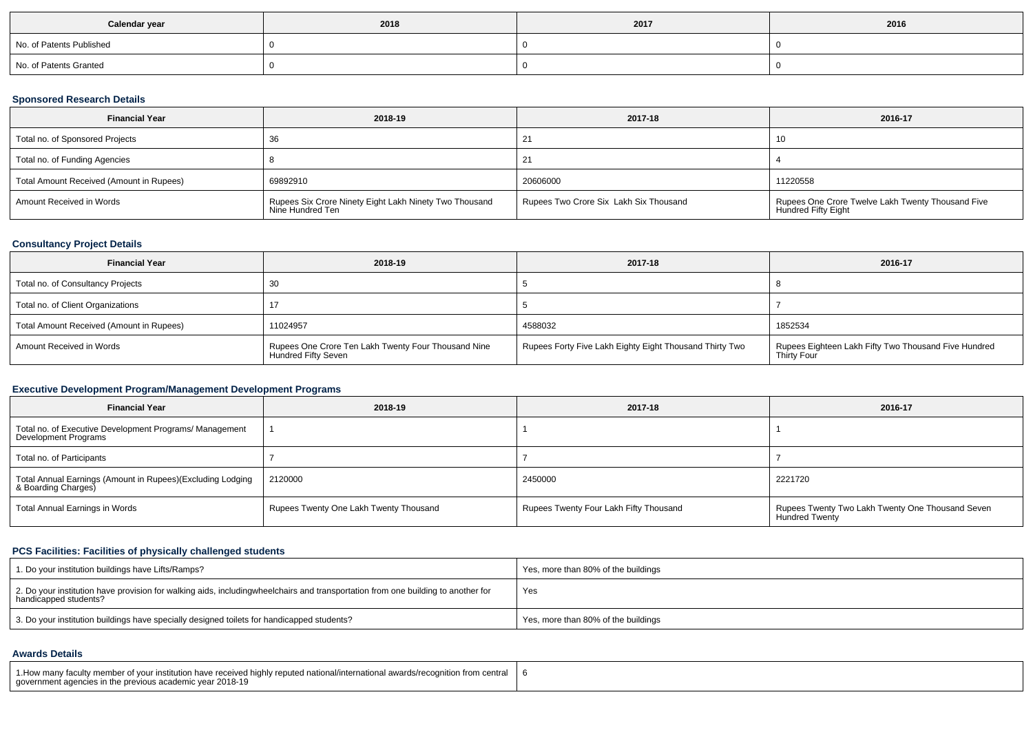| Calendar year | 2018 | 2017 | 2016 |
|---|---|---|---|
| No. of Patents Published | 0 | 0 | 0 |
| No. of Patents Granted | 0 | 0 | 0 |

### Sponsored Research Details

| Financial Year | 2018-19 | 2017-18 | 2016-17 |
|---|---|---|---|
| Total no. of Sponsored Projects | 36 | 21 | 10 |
| Total no. of Funding Agencies | 8 | 21 | 4 |
| Total Amount Received (Amount in Rupees) | 69892910 | 20606000 | 11220558 |
| Amount Received in Words | Rupees Six Crore Ninety Eight Lakh Ninety Two Thousand Nine Hundred Ten | Rupees Two Crore Six Lakh Six Thousand | Rupees One Crore Twelve Lakh Twenty Thousand Five Hundred Fifty Eight |

### Consultancy Project Details

| Financial Year | 2018-19 | 2017-18 | 2016-17 |
|---|---|---|---|
| Total no. of Consultancy Projects | 30 | 5 | 8 |
| Total no. of Client Organizations | 17 | 5 | 7 |
| Total Amount Received (Amount in Rupees) | 11024957 | 4588032 | 1852534 |
| Amount Received in Words | Rupees One Crore Ten Lakh Twenty Four Thousand Nine Hundred Fifty Seven | Rupees Forty Five Lakh Eighty Eight Thousand Thirty Two | Rupees Eighteen Lakh Fifty Two Thousand Five Hundred Thirty Four |

### Executive Development Program/Management Development Programs

| Financial Year | 2018-19 | 2017-18 | 2016-17 |
|---|---|---|---|
| Total no. of Executive Development Programs/ Management Development Programs | 1 | 1 | 1 |
| Total no. of Participants | 7 | 7 | 7 |
| Total Annual Earnings (Amount in Rupees)(Excluding Lodging & Boarding Charges) | 2120000 | 2450000 | 2221720 |
| Total Annual Earnings in Words | Rupees Twenty One Lakh Twenty Thousand | Rupees Twenty Four Lakh Fifty Thousand | Rupees Twenty Two Lakh Twenty One Thousand Seven Hundred Twenty |

### PCS Facilities: Facilities of physically challenged students

| | |
|---|---|
| 1. Do your institution buildings have Lifts/Ramps? | Yes, more than 80% of the buildings |
| 2. Do your institution have provision for walking aids, includingwheelchairs and transportation from one building to another for handicapped students? | Yes |
| 3. Do your institution buildings have specially designed toilets for handicapped students? | Yes, more than 80% of the buildings |

### Awards Details

| | |
|---|---|
| 1.How many faculty member of your institution have received highly reputed national/international awards/recognition from central government agencies in the previous academic year 2018-19 | 6 |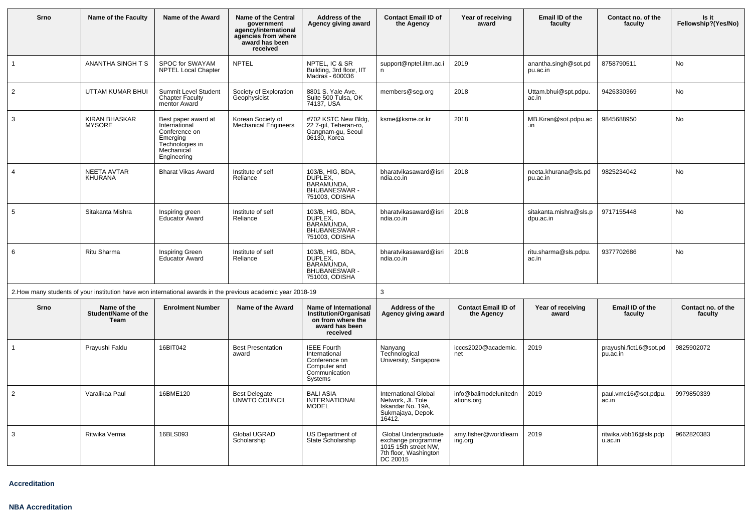| Srno | Name of the Faculty | Name of the Award | Name of the Central government agency/international agencies from where award has been received | Address of the Agency giving award | Contact Email ID of the Agency | Year of receiving award | Email ID of the faculty | Contact no. of the faculty | Is it Fellowship?(Yes/No) |
|---|---|---|---|---|---|---|---|---|---|
| 1 | ANANTHA SINGH T S | SPOC for SWAYAM NPTEL Local Chapter | NPTEL | NPTEL, IC & SR Building, 3rd floor, IIT Madras - 600036 | support@nptel.iitm.ac.in | 2019 | anantha.singh@sot.pdpu.ac.in | 8758790511 | No |
| 2 | UTTAM KUMAR BHUI | Summit Level Student Chapter Faculty mentor Award | Society of Exploration Geophysicist | 8801 S. Yale Ave. Suite 500 Tulsa, OK 74137, USA | members@seg.org | 2018 | Uttam.bhui@spt.pdpu.ac.in | 9426330369 | No |
| 3 | KIRAN BHASKAR MYSORE | Best paper award at International Conference on Emerging Technologies in Mechanical Engineering | Korean Society of Mechanical Engineers | #702 KSTC New Bldg, 22 7-gil, Teheran-ro, Gangnam-gu, Seoul 06130, Korea | ksme@ksme.or.kr | 2018 | MB.Kiran@sot.pdpu.ac.in | 9845688950 | No |
| 4 | NEETA AVTAR KHURANA | Bharat Vikas Award | Institute of self Reliance | 103/B, HIG, BDA, DUPLEX, BARAMUNDA, BHUBANESWAR - 751003, ODISHA | bharatvikasaward@isrindia.co.in | 2018 | neeta.khurana@sls.pdpu.ac.in | 9825234042 | No |
| 5 | Sitakanta Mishra | Inspiring green Educator Award | Institute of self Reliance | 103/B, HIG, BDA, DUPLEX, BARAMUNDA, BHUBANESWAR - 751003, ODISHA | bharatvikasaward@isrindia.co.in | 2018 | sitakanta.mishra@sls.pdpu.ac.in | 9717155448 | No |
| 6 | Ritu Sharma | Inspiring Green Educator Award | Institute of self Reliance | 103/B, HIG, BDA, DUPLEX, BARAMUNDA, BHUBANESWAR - 751003, ODISHA | bharatvikasaward@isrindia.co.in | 2018 | ritu.sharma@sls.pdpu.ac.in | 9377702686 | No |

| 2.How many students of your institution have won international awards in the previous academic year 2018-19 | 3 |
|---|---|

| Srno | Name of the Student/Name of the Team | Enrolment Number | Name of the Award | Name of International Institution/Organisation from where the award has been received | Address of the Agency giving award | Contact Email ID of the Agency | Year of receiving award | Email ID of the faculty | Contact no. of the faculty |
|---|---|---|---|---|---|---|---|---|---|
| 1 | Prayushi Faldu | 16BIT042 | Best Presentation award | IEEE Fourth International Conference on Computer and Communication Systems | Nanyang Technological University, Singapore | icccs2020@academic.net | 2019 | prayushi.fict16@sot.pdpu.ac.in | 9825902072 |
| 2 | Varalikaa Paul | 16BME120 | Best Delegate UNWTO COUNCIL | BALI ASIA INTERNATIONAL MODEL | International Global Network, Jl. Tole Iskandar No. 19A, Sukmajaya, Depok. 16412. | info@balimodelunitednations.org | 2019 | paul.vmc16@sot.pdpu.ac.in | 9979850339 |
| 3 | Ritwika Verma | 16BLS093 | Global UGRAD Scholarship | US Department of State Scholarship | Global Undergraduate exchange programme 1015 15th street NW, 7th floor, Washington DC 20015 | amy.fisher@worldlearning.org | 2019 | ritwika.vbb16@sls.pdpu.ac.in | 9662820383 |

**Accreditation**

**NBA Accreditation**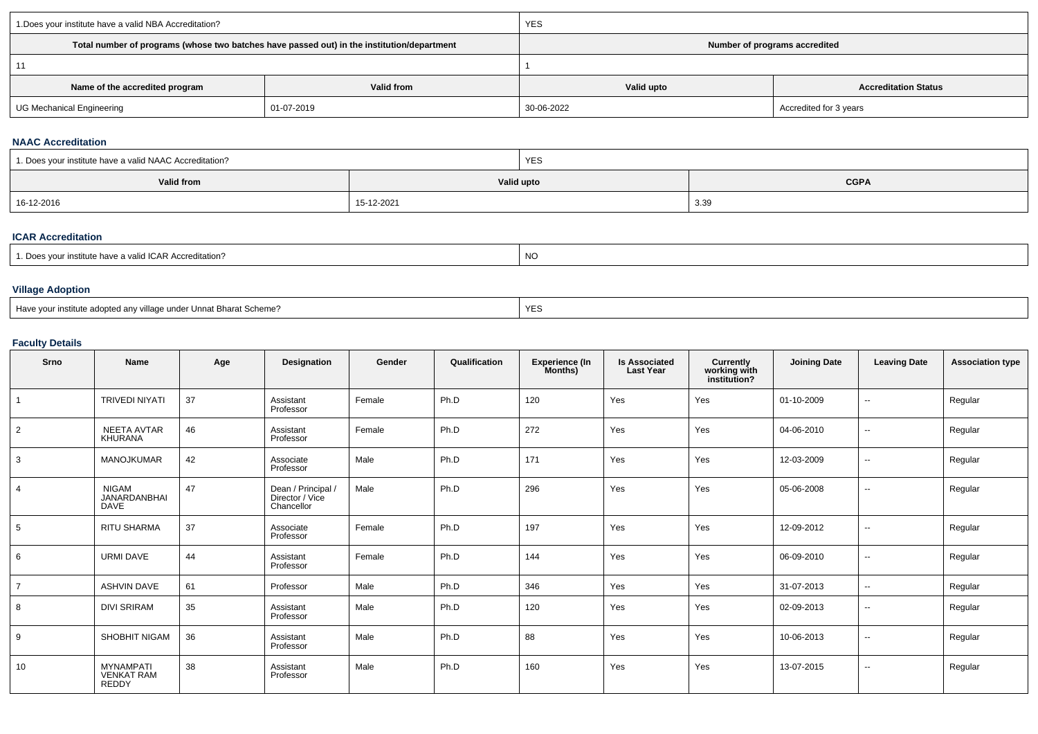| 1.Does your institute have a valid NBA Accreditation? | | YES | |
|---|---|---|---|
| Total number of programs (whose two batches have passed out) in the institution/department | | Number of programs accredited | |
| 11 | | 1 | |
| Name of the accredited program | Valid from | Valid upto | Accreditation Status |
| UG Mechanical Engineering | 01-07-2019 | 30-06-2022 | Accredited for 3 years |

### NAAC Accreditation

| 1. Does your institute have a valid NAAC Accreditation? | | YES |
|---|---|---|
| Valid from | Valid upto | CGPA |
| 16-12-2016 | 15-12-2021 | 3.39 |

### ICAR Accreditation

| 1. Does your institute have a valid ICAR Accreditation? | NO |
|---|---|

### Village Adoption

| Have your institute adopted any village under Unnat Bharat Scheme? | YES |
|---|---|

### Faculty Details

| Srno | Name | Age | Designation | Gender | Qualification | Experience (In Months) | Is Associated Last Year | Currently working with institution? | Joining Date | Leaving Date | Association type |
|---|---|---|---|---|---|---|---|---|---|---|---|
| 1 | TRIVEDI NIYATI | 37 | Assistant Professor | Female | Ph.D | 120 | Yes | Yes | 01-10-2009 | -- | Regular |
| 2 | NEETA AVTAR KHURANA | 46 | Assistant Professor | Female | Ph.D | 272 | Yes | Yes | 04-06-2010 | -- | Regular |
| 3 | MANOJKUMAR | 42 | Associate Professor | Male | Ph.D | 171 | Yes | Yes | 12-03-2009 | -- | Regular |
| 4 | NIGAM JANARDANBHAI DAVE | 47 | Dean / Principal / Director / Vice Chancellor | Male | Ph.D | 296 | Yes | Yes | 05-06-2008 | -- | Regular |
| 5 | RITU SHARMA | 37 | Associate Professor | Female | Ph.D | 197 | Yes | Yes | 12-09-2012 | -- | Regular |
| 6 | URMI DAVE | 44 | Assistant Professor | Female | Ph.D | 144 | Yes | Yes | 06-09-2010 | -- | Regular |
| 7 | ASHVIN DAVE | 61 | Professor | Male | Ph.D | 346 | Yes | Yes | 31-07-2013 | -- | Regular |
| 8 | DIVI SRIRAM | 35 | Assistant Professor | Male | Ph.D | 120 | Yes | Yes | 02-09-2013 | -- | Regular |
| 9 | SHOBHIT NIGAM | 36 | Assistant Professor | Male | Ph.D | 88 | Yes | Yes | 10-06-2013 | -- | Regular |
| 10 | MYNAMPATI VENKAT RAM REDDY | 38 | Assistant Professor | Male | Ph.D | 160 | Yes | Yes | 13-07-2015 | -- | Regular |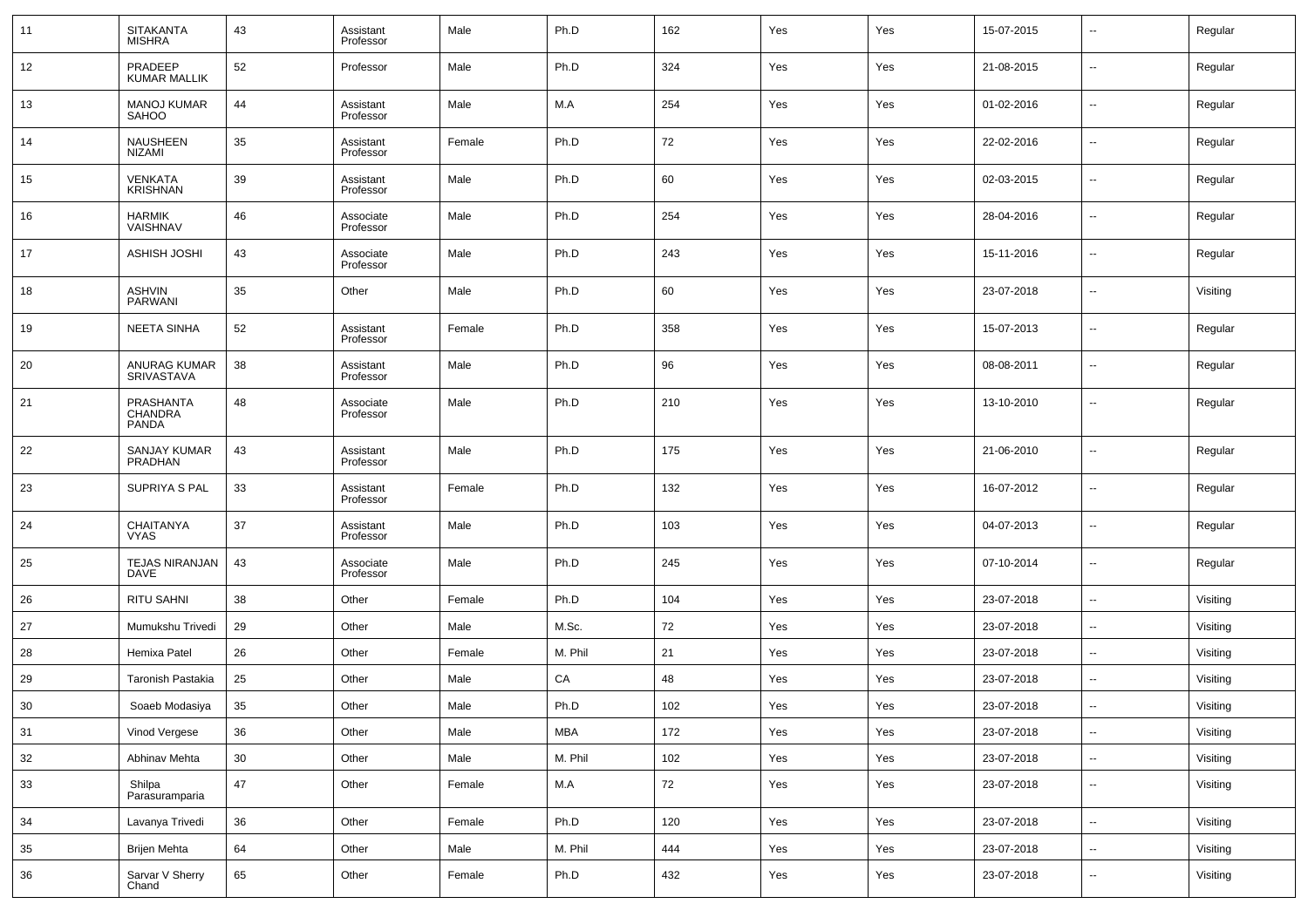| 11 | SITAKANTA MISHRA | 43 | Assistant Professor | Male | Ph.D | 162 | Yes | Yes | 15-07-2015 | -- | Regular |
|---|---|---|---|---|---|---|---|---|---|---|---|
| 12 | PRADEEP KUMAR MALLIK | 52 | Professor | Male | Ph.D | 324 | Yes | Yes | 21-08-2015 | -- | Regular |
| 13 | MANOJ KUMAR SAHOO | 44 | Assistant Professor | Male | M.A | 254 | Yes | Yes | 01-02-2016 | -- | Regular |
| 14 | NAUSHEEN NIZAMI | 35 | Assistant Professor | Female | Ph.D | 72 | Yes | Yes | 22-02-2016 | -- | Regular |
| 15 | VENKATA KRISHNAN | 39 | Assistant Professor | Male | Ph.D | 60 | Yes | Yes | 02-03-2015 | -- | Regular |
| 16 | HARMIK VAISHNAV | 46 | Associate Professor | Male | Ph.D | 254 | Yes | Yes | 28-04-2016 | -- | Regular |
| 17 | ASHISH JOSHI | 43 | Associate Professor | Male | Ph.D | 243 | Yes | Yes | 15-11-2016 | -- | Regular |
| 18 | ASHVIN PARWANI | 35 | Other | Male | Ph.D | 60 | Yes | Yes | 23-07-2018 | -- | Visiting |
| 19 | NEETA SINHA | 52 | Assistant Professor | Female | Ph.D | 358 | Yes | Yes | 15-07-2013 | -- | Regular |
| 20 | ANURAG KUMAR SRIVASTAVA | 38 | Assistant Professor | Male | Ph.D | 96 | Yes | Yes | 08-08-2011 | -- | Regular |
| 21 | PRASHANTA CHANDRA PANDA | 48 | Associate Professor | Male | Ph.D | 210 | Yes | Yes | 13-10-2010 | -- | Regular |
| 22 | SANJAY KUMAR PRADHAN | 43 | Assistant Professor | Male | Ph.D | 175 | Yes | Yes | 21-06-2010 | -- | Regular |
| 23 | SUPRIYA S PAL | 33 | Assistant Professor | Female | Ph.D | 132 | Yes | Yes | 16-07-2012 | -- | Regular |
| 24 | CHAITANYA VYAS | 37 | Assistant Professor | Male | Ph.D | 103 | Yes | Yes | 04-07-2013 | -- | Regular |
| 25 | TEJAS NIRANJAN DAVE | 43 | Associate Professor | Male | Ph.D | 245 | Yes | Yes | 07-10-2014 | -- | Regular |
| 26 | RITU SAHNI | 38 | Other | Female | Ph.D | 104 | Yes | Yes | 23-07-2018 | -- | Visiting |
| 27 | Mumukshu Trivedi | 29 | Other | Male | M.Sc. | 72 | Yes | Yes | 23-07-2018 | -- | Visiting |
| 28 | Hemixa Patel | 26 | Other | Female | M. Phil | 21 | Yes | Yes | 23-07-2018 | -- | Visiting |
| 29 | Taronish Pastakia | 25 | Other | Male | CA | 48 | Yes | Yes | 23-07-2018 | -- | Visiting |
| 30 | Soaeb Modasiya | 35 | Other | Male | Ph.D | 102 | Yes | Yes | 23-07-2018 | -- | Visiting |
| 31 | Vinod Vergese | 36 | Other | Male | MBA | 172 | Yes | Yes | 23-07-2018 | -- | Visiting |
| 32 | Abhinav Mehta | 30 | Other | Male | M. Phil | 102 | Yes | Yes | 23-07-2018 | -- | Visiting |
| 33 | Shilpa Parasuramparia | 47 | Other | Female | M.A | 72 | Yes | Yes | 23-07-2018 | -- | Visiting |
| 34 | Lavanya Trivedi | 36 | Other | Female | Ph.D | 120 | Yes | Yes | 23-07-2018 | -- | Visiting |
| 35 | Brijen Mehta | 64 | Other | Male | M. Phil | 444 | Yes | Yes | 23-07-2018 | -- | Visiting |
| 36 | Sarvar V Sherry Chand | 65 | Other | Female | Ph.D | 432 | Yes | Yes | 23-07-2018 | -- | Visiting |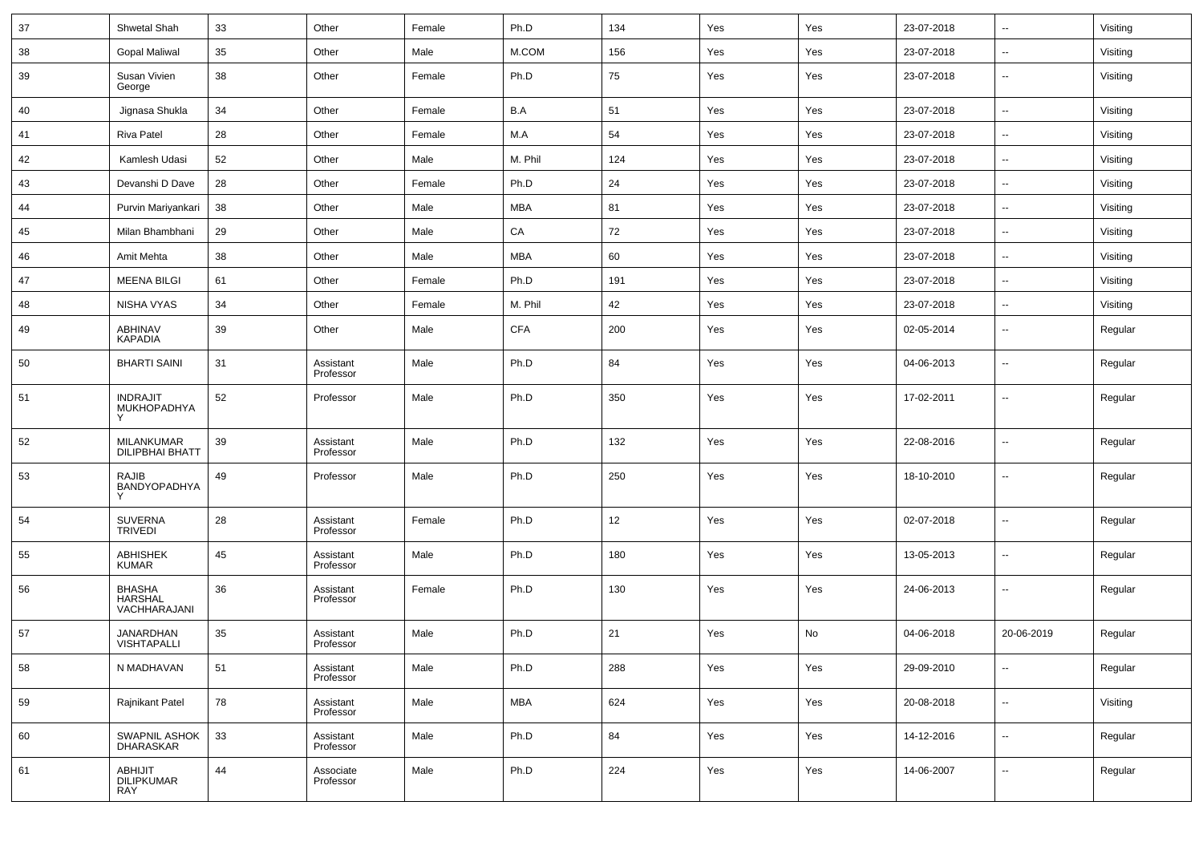| 37 | Shwetal Shah | 33 | Other | Female | Ph.D | 134 | Yes | Yes | 23-07-2018 | -- | Visiting |
|---|---|---|---|---|---|---|---|---|---|---|---|
| 38 | Gopal Maliwal | 35 | Other | Male | M.COM | 156 | Yes | Yes | 23-07-2018 | -- | Visiting |
| 39 | Susan Vivien George | 38 | Other | Female | Ph.D | 75 | Yes | Yes | 23-07-2018 | -- | Visiting |
| 40 | Jignasa Shukla | 34 | Other | Female | B.A | 51 | Yes | Yes | 23-07-2018 | -- | Visiting |
| 41 | Riva Patel | 28 | Other | Female | M.A | 54 | Yes | Yes | 23-07-2018 | -- | Visiting |
| 42 | Kamlesh Udasi | 52 | Other | Male | M. Phil | 124 | Yes | Yes | 23-07-2018 | -- | Visiting |
| 43 | Devanshi D Dave | 28 | Other | Female | Ph.D | 24 | Yes | Yes | 23-07-2018 | -- | Visiting |
| 44 | Purvin Mariyankari | 38 | Other | Male | MBA | 81 | Yes | Yes | 23-07-2018 | -- | Visiting |
| 45 | Milan Bhambhani | 29 | Other | Male | CA | 72 | Yes | Yes | 23-07-2018 | -- | Visiting |
| 46 | Amit Mehta | 38 | Other | Male | MBA | 60 | Yes | Yes | 23-07-2018 | -- | Visiting |
| 47 | MEENA BILGI | 61 | Other | Female | Ph.D | 191 | Yes | Yes | 23-07-2018 | -- | Visiting |
| 48 | NISHA VYAS | 34 | Other | Female | M. Phil | 42 | Yes | Yes | 23-07-2018 | -- | Visiting |
| 49 | ABHINAV KAPADIA | 39 | Other | Male | CFA | 200 | Yes | Yes | 02-05-2014 | -- | Regular |
| 50 | BHARTI SAINI | 31 | Assistant Professor | Male | Ph.D | 84 | Yes | Yes | 04-06-2013 | -- | Regular |
| 51 | INDRAJIT MUKHOPADHYAY | 52 | Professor | Male | Ph.D | 350 | Yes | Yes | 17-02-2011 | -- | Regular |
| 52 | MILANKUMAR DILIPBHAI BHATT | 39 | Assistant Professor | Male | Ph.D | 132 | Yes | Yes | 22-08-2016 | -- | Regular |
| 53 | RAJIB BANDYOPADHYAY | 49 | Professor | Male | Ph.D | 250 | Yes | Yes | 18-10-2010 | -- | Regular |
| 54 | SUVERNA TRIVEDI | 28 | Assistant Professor | Female | Ph.D | 12 | Yes | Yes | 02-07-2018 | -- | Regular |
| 55 | ABHISHEK KUMAR | 45 | Assistant Professor | Male | Ph.D | 180 | Yes | Yes | 13-05-2013 | -- | Regular |
| 56 | BHASHA HARSHAL VACHHARAJANI | 36 | Assistant Professor | Female | Ph.D | 130 | Yes | Yes | 24-06-2013 | -- | Regular |
| 57 | JANARDHAN VISHTAPALLI | 35 | Assistant Professor | Male | Ph.D | 21 | Yes | No | 04-06-2018 | 20-06-2019 | Regular |
| 58 | N MADHAVAN | 51 | Assistant Professor | Male | Ph.D | 288 | Yes | Yes | 29-09-2010 | -- | Regular |
| 59 | Rajnikant Patel | 78 | Assistant Professor | Male | MBA | 624 | Yes | Yes | 20-08-2018 | -- | Visiting |
| 60 | SWAPNIL ASHOK DHARASKAR | 33 | Assistant Professor | Male | Ph.D | 84 | Yes | Yes | 14-12-2016 | -- | Regular |
| 61 | ABHIJIT DILIPKUMAR RAY | 44 | Associate Professor | Male | Ph.D | 224 | Yes | Yes | 14-06-2007 | -- | Regular |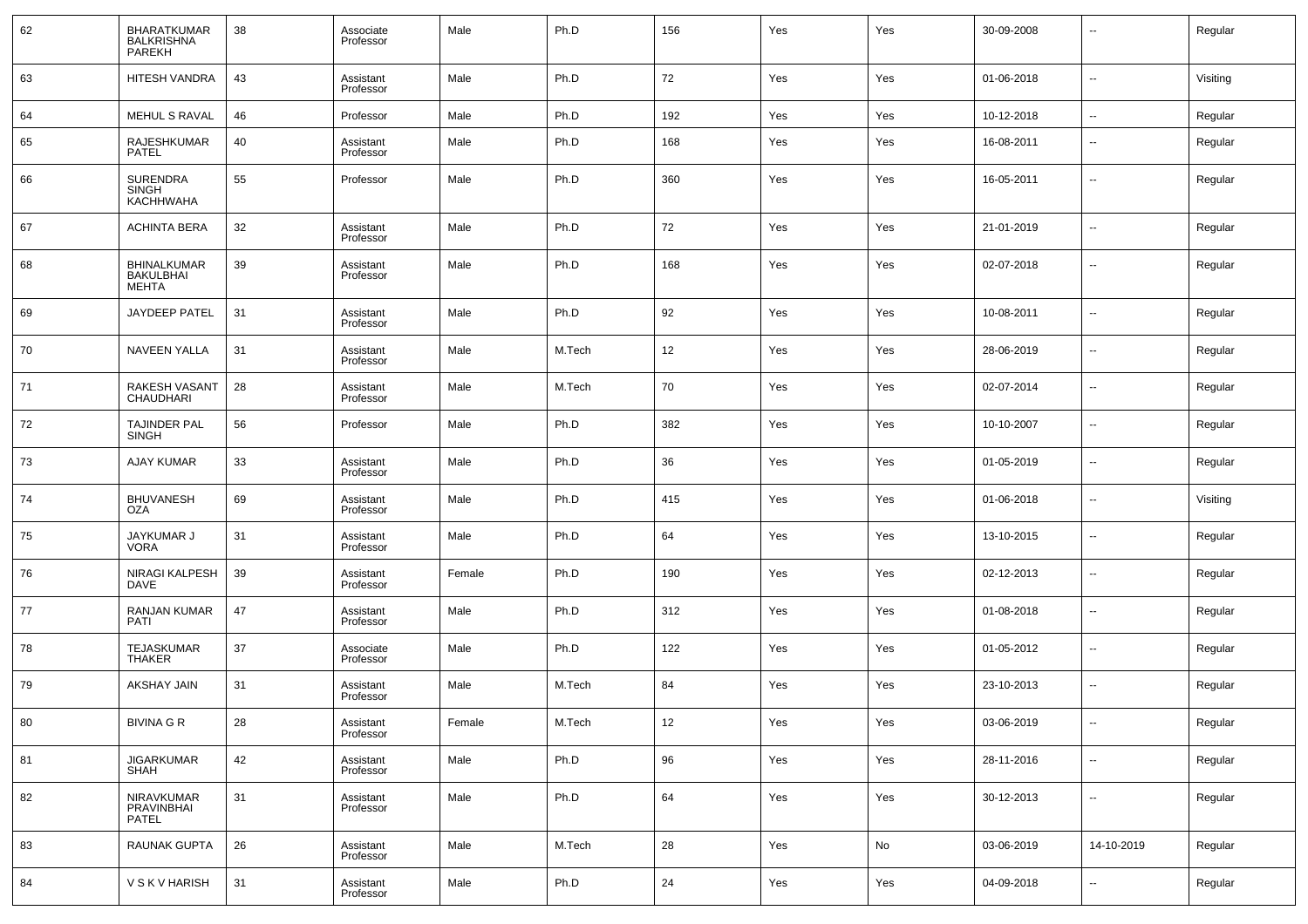| 62 | BHARATKUMAR BALKRISHNA PAREKH | 38 | Associate Professor | Male | Ph.D | 156 | Yes | Yes | 30-09-2008 | -- | Regular |
|---|---|---|---|---|---|---|---|---|---|---|---|
| 63 | HITESH VANDRA | 43 | Assistant Professor | Male | Ph.D | 72 | Yes | Yes | 01-06-2018 | -- | Visiting |
| 64 | MEHUL S RAVAL | 46 | Professor | Male | Ph.D | 192 | Yes | Yes | 10-12-2018 | -- | Regular |
| 65 | RAJESHKUMAR PATEL | 40 | Assistant Professor | Male | Ph.D | 168 | Yes | Yes | 16-08-2011 | -- | Regular |
| 66 | SURENDRA SINGH KACHHWAHA | 55 | Professor | Male | Ph.D | 360 | Yes | Yes | 16-05-2011 | -- | Regular |
| 67 | ACHINTA BERA | 32 | Assistant Professor | Male | Ph.D | 72 | Yes | Yes | 21-01-2019 | -- | Regular |
| 68 | BHINALKUMAR BAKULBHAI MEHTA | 39 | Assistant Professor | Male | Ph.D | 168 | Yes | Yes | 02-07-2018 | -- | Regular |
| 69 | JAYDEEP PATEL | 31 | Assistant Professor | Male | Ph.D | 92 | Yes | Yes | 10-08-2011 | -- | Regular |
| 70 | NAVEEN YALLA | 31 | Assistant Professor | Male | M.Tech | 12 | Yes | Yes | 28-06-2019 | -- | Regular |
| 71 | RAKESH VASANT CHAUDHARI | 28 | Assistant Professor | Male | M.Tech | 70 | Yes | Yes | 02-07-2014 | -- | Regular |
| 72 | TAJINDER PAL SINGH | 56 | Professor | Male | Ph.D | 382 | Yes | Yes | 10-10-2007 | -- | Regular |
| 73 | AJAY KUMAR | 33 | Assistant Professor | Male | Ph.D | 36 | Yes | Yes | 01-05-2019 | -- | Regular |
| 74 | BHUVANESH OZA | 69 | Assistant Professor | Male | Ph.D | 415 | Yes | Yes | 01-06-2018 | -- | Visiting |
| 75 | JAYKUMAR J VORA | 31 | Assistant Professor | Male | Ph.D | 64 | Yes | Yes | 13-10-2015 | -- | Regular |
| 76 | NIRAGI KALPESH DAVE | 39 | Assistant Professor | Female | Ph.D | 190 | Yes | Yes | 02-12-2013 | -- | Regular |
| 77 | RANJAN KUMAR PATI | 47 | Assistant Professor | Male | Ph.D | 312 | Yes | Yes | 01-08-2018 | -- | Regular |
| 78 | TEJASKUMAR THAKER | 37 | Associate Professor | Male | Ph.D | 122 | Yes | Yes | 01-05-2012 | -- | Regular |
| 79 | AKSHAY JAIN | 31 | Assistant Professor | Male | M.Tech | 84 | Yes | Yes | 23-10-2013 | -- | Regular |
| 80 | BIVINA G R | 28 | Assistant Professor | Female | M.Tech | 12 | Yes | Yes | 03-06-2019 | -- | Regular |
| 81 | JIGARKUMAR SHAH | 42 | Assistant Professor | Male | Ph.D | 96 | Yes | Yes | 28-11-2016 | -- | Regular |
| 82 | NIRAVKUMAR PRAVINBHAI PATEL | 31 | Assistant Professor | Male | Ph.D | 64 | Yes | Yes | 30-12-2013 | -- | Regular |
| 83 | RAUNAK GUPTA | 26 | Assistant Professor | Male | M.Tech | 28 | Yes | No | 03-06-2019 | 14-10-2019 | Regular |
| 84 | V S K V HARISH | 31 | Assistant Professor | Male | Ph.D | 24 | Yes | Yes | 04-09-2018 | -- | Regular |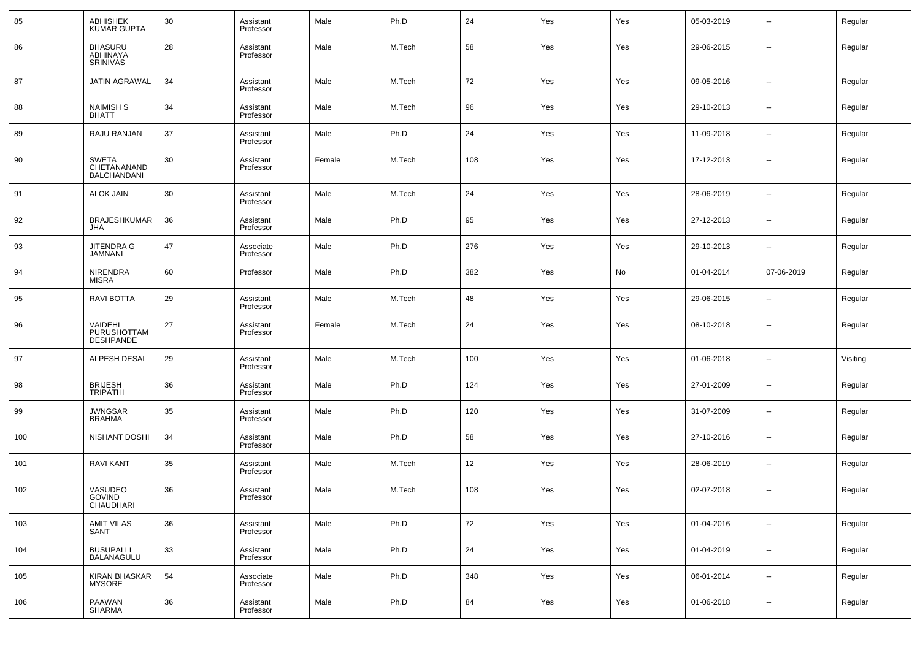| 85 | ABHISHEK KUMAR GUPTA | 30 | Assistant Professor | Male | Ph.D | 24 | Yes | Yes | 05-03-2019 | -- | Regular |
|---|---|---|---|---|---|---|---|---|---|---|---|
| 86 | BHASURU ABHINAYA SRINIVAS | 28 | Assistant Professor | Male | M.Tech | 58 | Yes | Yes | 29-06-2015 | -- | Regular |
| 87 | JATIN AGRAWAL | 34 | Assistant Professor | Male | M.Tech | 72 | Yes | Yes | 09-05-2016 | -- | Regular |
| 88 | NAIMISH S BHATT | 34 | Assistant Professor | Male | M.Tech | 96 | Yes | Yes | 29-10-2013 | -- | Regular |
| 89 | RAJU RANJAN | 37 | Assistant Professor | Male | Ph.D | 24 | Yes | Yes | 11-09-2018 | -- | Regular |
| 90 | SWETA CHETANANAND BALCHANDANI | 30 | Assistant Professor | Female | M.Tech | 108 | Yes | Yes | 17-12-2013 | -- | Regular |
| 91 | ALOK JAIN | 30 | Assistant Professor | Male | M.Tech | 24 | Yes | Yes | 28-06-2019 | -- | Regular |
| 92 | BRAJESHKUMAR JHA | 36 | Assistant Professor | Male | Ph.D | 95 | Yes | Yes | 27-12-2013 | -- | Regular |
| 93 | JITENDRA G JAMNANI | 47 | Associate Professor | Male | Ph.D | 276 | Yes | Yes | 29-10-2013 | -- | Regular |
| 94 | NIRENDRA MISRA | 60 | Professor | Male | Ph.D | 382 | Yes | No | 01-04-2014 | 07-06-2019 | Regular |
| 95 | RAVI BOTTA | 29 | Assistant Professor | Male | M.Tech | 48 | Yes | Yes | 29-06-2015 | -- | Regular |
| 96 | VAIDEHI PURUSHOTTAM DESHPANDE | 27 | Assistant Professor | Female | M.Tech | 24 | Yes | Yes | 08-10-2018 | -- | Regular |
| 97 | ALPESH DESAI | 29 | Assistant Professor | Male | M.Tech | 100 | Yes | Yes | 01-06-2018 | -- | Visiting |
| 98 | BRIJESH TRIPATHI | 36 | Assistant Professor | Male | Ph.D | 124 | Yes | Yes | 27-01-2009 | -- | Regular |
| 99 | JWNGSAR BRAHMA | 35 | Assistant Professor | Male | Ph.D | 120 | Yes | Yes | 31-07-2009 | -- | Regular |
| 100 | NISHANT DOSHI | 34 | Assistant Professor | Male | Ph.D | 58 | Yes | Yes | 27-10-2016 | -- | Regular |
| 101 | RAVI KANT | 35 | Assistant Professor | Male | M.Tech | 12 | Yes | Yes | 28-06-2019 | -- | Regular |
| 102 | VASUDEO GOVIND CHAUDHARI | 36 | Assistant Professor | Male | M.Tech | 108 | Yes | Yes | 02-07-2018 | -- | Regular |
| 103 | AMIT VILAS SANT | 36 | Assistant Professor | Male | Ph.D | 72 | Yes | Yes | 01-04-2016 | -- | Regular |
| 104 | BUSUPALLI BALANAGULU | 33 | Assistant Professor | Male | Ph.D | 24 | Yes | Yes | 01-04-2019 | -- | Regular |
| 105 | KIRAN BHASKAR MYSORE | 54 | Associate Professor | Male | Ph.D | 348 | Yes | Yes | 06-01-2014 | -- | Regular |
| 106 | PAAWAN SHARMA | 36 | Assistant Professor | Male | Ph.D | 84 | Yes | Yes | 01-06-2018 | -- | Regular |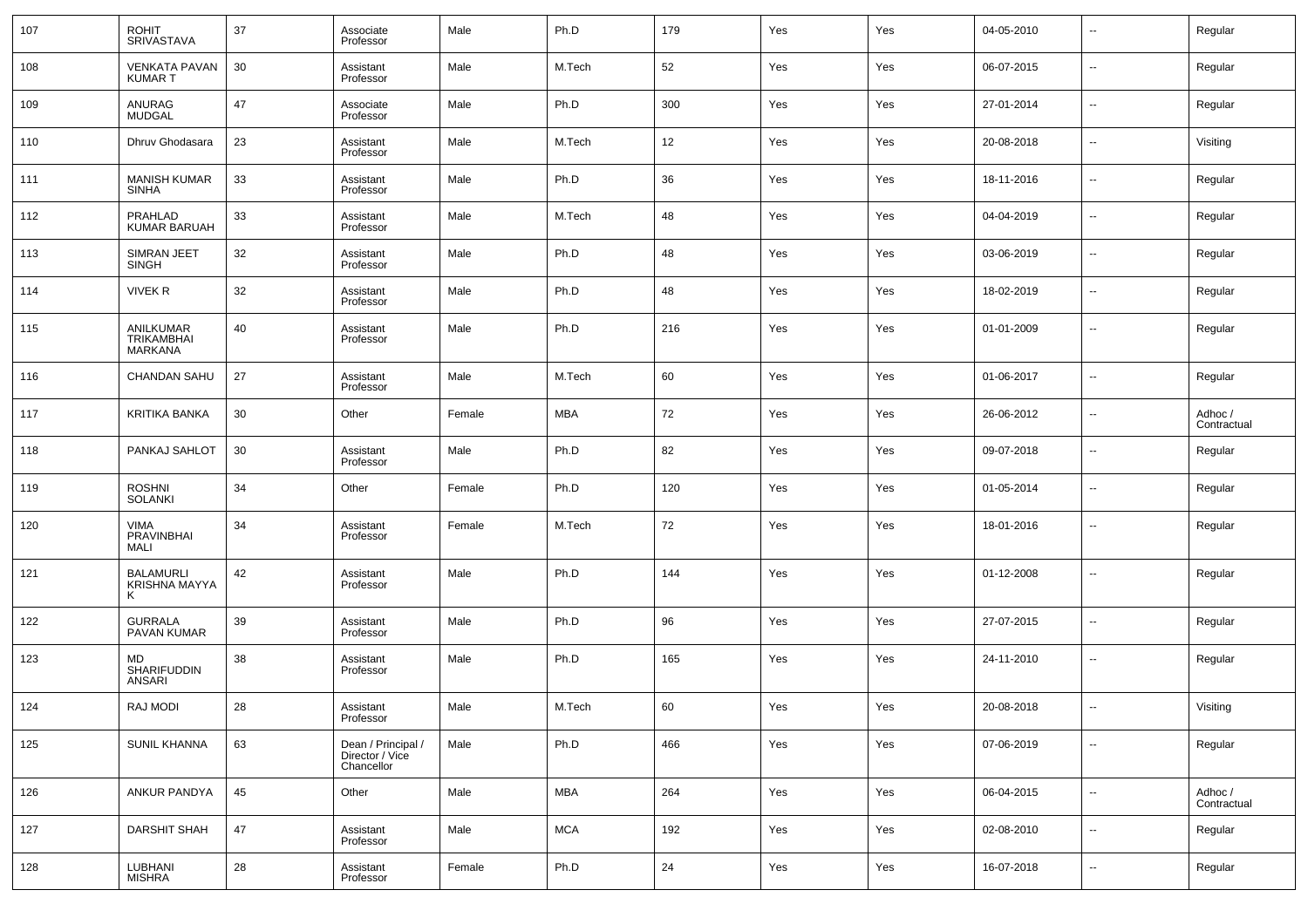| 107 | ROHIT SRIVASTAVA | 37 | Associate Professor | Male | Ph.D | 179 | Yes | Yes | 04-05-2010 | -- | Regular |
|---|---|---|---|---|---|---|---|---|---|---|---|
| 108 | VENKATA PAVAN KUMAR T | 30 | Assistant Professor | Male | M.Tech | 52 | Yes | Yes | 06-07-2015 | -- | Regular |
| 109 | ANURAG MUDGAL | 47 | Associate Professor | Male | Ph.D | 300 | Yes | Yes | 27-01-2014 | -- | Regular |
| 110 | Dhruv Ghodasara | 23 | Assistant Professor | Male | M.Tech | 12 | Yes | Yes | 20-08-2018 | -- | Visiting |
| 111 | MANISH KUMAR SINHA | 33 | Assistant Professor | Male | Ph.D | 36 | Yes | Yes | 18-11-2016 | -- | Regular |
| 112 | PRAHLAD KUMAR BARUAH | 33 | Assistant Professor | Male | M.Tech | 48 | Yes | Yes | 04-04-2019 | -- | Regular |
| 113 | SIMRAN JEET SINGH | 32 | Assistant Professor | Male | Ph.D | 48 | Yes | Yes | 03-06-2019 | -- | Regular |
| 114 | VIVEK R | 32 | Assistant Professor | Male | Ph.D | 48 | Yes | Yes | 18-02-2019 | -- | Regular |
| 115 | ANILKUMAR TRIKAMBHAI MARKANA | 40 | Assistant Professor | Male | Ph.D | 216 | Yes | Yes | 01-01-2009 | -- | Regular |
| 116 | CHANDAN SAHU | 27 | Assistant Professor | Male | M.Tech | 60 | Yes | Yes | 01-06-2017 | -- | Regular |
| 117 | KRITIKA BANKA | 30 | Other | Female | MBA | 72 | Yes | Yes | 26-06-2012 | -- | Adhoc / Contractual |
| 118 | PANKAJ SAHLOT | 30 | Assistant Professor | Male | Ph.D | 82 | Yes | Yes | 09-07-2018 | -- | Regular |
| 119 | ROSHNI SOLANKI | 34 | Other | Female | Ph.D | 120 | Yes | Yes | 01-05-2014 | -- | Regular |
| 120 | VIMA PRAVINBHAI MALI | 34 | Assistant Professor | Female | M.Tech | 72 | Yes | Yes | 18-01-2016 | -- | Regular |
| 121 | BALAMURLI KRISHNA MAYYA K | 42 | Assistant Professor | Male | Ph.D | 144 | Yes | Yes | 01-12-2008 | -- | Regular |
| 122 | GURRALA PAVAN KUMAR | 39 | Assistant Professor | Male | Ph.D | 96 | Yes | Yes | 27-07-2015 | -- | Regular |
| 123 | MD SHARIFUDDIN ANSARI | 38 | Assistant Professor | Male | Ph.D | 165 | Yes | Yes | 24-11-2010 | -- | Regular |
| 124 | RAJ MODI | 28 | Assistant Professor | Male | M.Tech | 60 | Yes | Yes | 20-08-2018 | -- | Visiting |
| 125 | SUNIL KHANNA | 63 | Dean / Principal / Director / Vice Chancellor | Male | Ph.D | 466 | Yes | Yes | 07-06-2019 | -- | Regular |
| 126 | ANKUR PANDYA | 45 | Other | Male | MBA | 264 | Yes | Yes | 06-04-2015 | -- | Adhoc / Contractual |
| 127 | DARSHIT SHAH | 47 | Assistant Professor | Male | MCA | 192 | Yes | Yes | 02-08-2010 | -- | Regular |
| 128 | LUBHANI MISHRA | 28 | Assistant Professor | Female | Ph.D | 24 | Yes | Yes | 16-07-2018 | -- | Regular |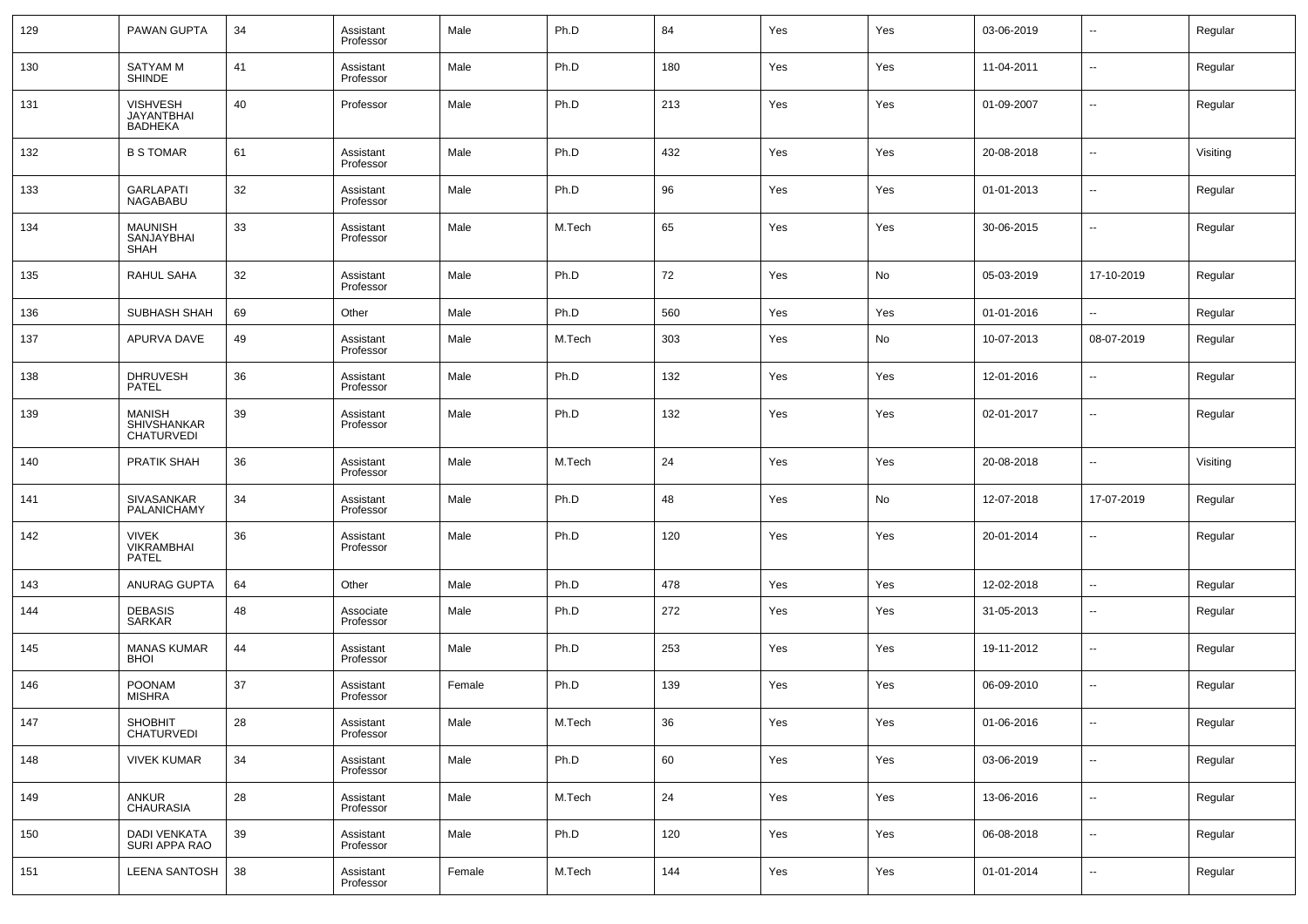| 129 | PAWAN GUPTA | 34 | Assistant Professor | Male | Ph.D | 84 | Yes | Yes | 03-06-2019 | -- | Regular |
|---|---|---|---|---|---|---|---|---|---|---|---|
| 130 | SATYAM M SHINDE | 41 | Assistant Professor | Male | Ph.D | 180 | Yes | Yes | 11-04-2011 | -- | Regular |
| 131 | VISHVESH JAYANTBHAI BADHEKA | 40 | Professor | Male | Ph.D | 213 | Yes | Yes | 01-09-2007 | -- | Regular |
| 132 | B S TOMAR | 61 | Assistant Professor | Male | Ph.D | 432 | Yes | Yes | 20-08-2018 | -- | Visiting |
| 133 | GARLAPATI NAGABABU | 32 | Assistant Professor | Male | Ph.D | 96 | Yes | Yes | 01-01-2013 | -- | Regular |
| 134 | MAUNISH SANJAYBHAI SHAH | 33 | Assistant Professor | Male | M.Tech | 65 | Yes | Yes | 30-06-2015 | -- | Regular |
| 135 | RAHUL SAHA | 32 | Assistant Professor | Male | Ph.D | 72 | Yes | No | 05-03-2019 | 17-10-2019 | Regular |
| 136 | SUBHASH SHAH | 69 | Other | Male | Ph.D | 560 | Yes | Yes | 01-01-2016 | -- | Regular |
| 137 | APURVA DAVE | 49 | Assistant Professor | Male | M.Tech | 303 | Yes | No | 10-07-2013 | 08-07-2019 | Regular |
| 138 | DHRUVESH PATEL | 36 | Assistant Professor | Male | Ph.D | 132 | Yes | Yes | 12-01-2016 | -- | Regular |
| 139 | MANISH SHIVSHANKAR CHATURVEDI | 39 | Assistant Professor | Male | Ph.D | 132 | Yes | Yes | 02-01-2017 | -- | Regular |
| 140 | PRATIK SHAH | 36 | Assistant Professor | Male | M.Tech | 24 | Yes | Yes | 20-08-2018 | -- | Visiting |
| 141 | SIVASANKAR PALANICHAMY | 34 | Assistant Professor | Male | Ph.D | 48 | Yes | No | 12-07-2018 | 17-07-2019 | Regular |
| 142 | VIVEK VIKRAMBHAI PATEL | 36 | Assistant Professor | Male | Ph.D | 120 | Yes | Yes | 20-01-2014 | -- | Regular |
| 143 | ANURAG GUPTA | 64 | Other | Male | Ph.D | 478 | Yes | Yes | 12-02-2018 | -- | Regular |
| 144 | DEBASIS SARKAR | 48 | Associate Professor | Male | Ph.D | 272 | Yes | Yes | 31-05-2013 | -- | Regular |
| 145 | MANAS KUMAR BHOI | 44 | Assistant Professor | Male | Ph.D | 253 | Yes | Yes | 19-11-2012 | -- | Regular |
| 146 | POONAM MISHRA | 37 | Assistant Professor | Female | Ph.D | 139 | Yes | Yes | 06-09-2010 | -- | Regular |
| 147 | SHOBHIT CHATURVEDI | 28 | Assistant Professor | Male | M.Tech | 36 | Yes | Yes | 01-06-2016 | -- | Regular |
| 148 | VIVEK KUMAR | 34 | Assistant Professor | Male | Ph.D | 60 | Yes | Yes | 03-06-2019 | -- | Regular |
| 149 | ANKUR CHAURASIA | 28 | Assistant Professor | Male | M.Tech | 24 | Yes | Yes | 13-06-2016 | -- | Regular |
| 150 | DADI VENKATA SURI APPA RAO | 39 | Assistant Professor | Male | Ph.D | 120 | Yes | Yes | 06-08-2018 | -- | Regular |
| 151 | LEENA SANTOSH | 38 | Assistant Professor | Female | M.Tech | 144 | Yes | Yes | 01-01-2014 | -- | Regular |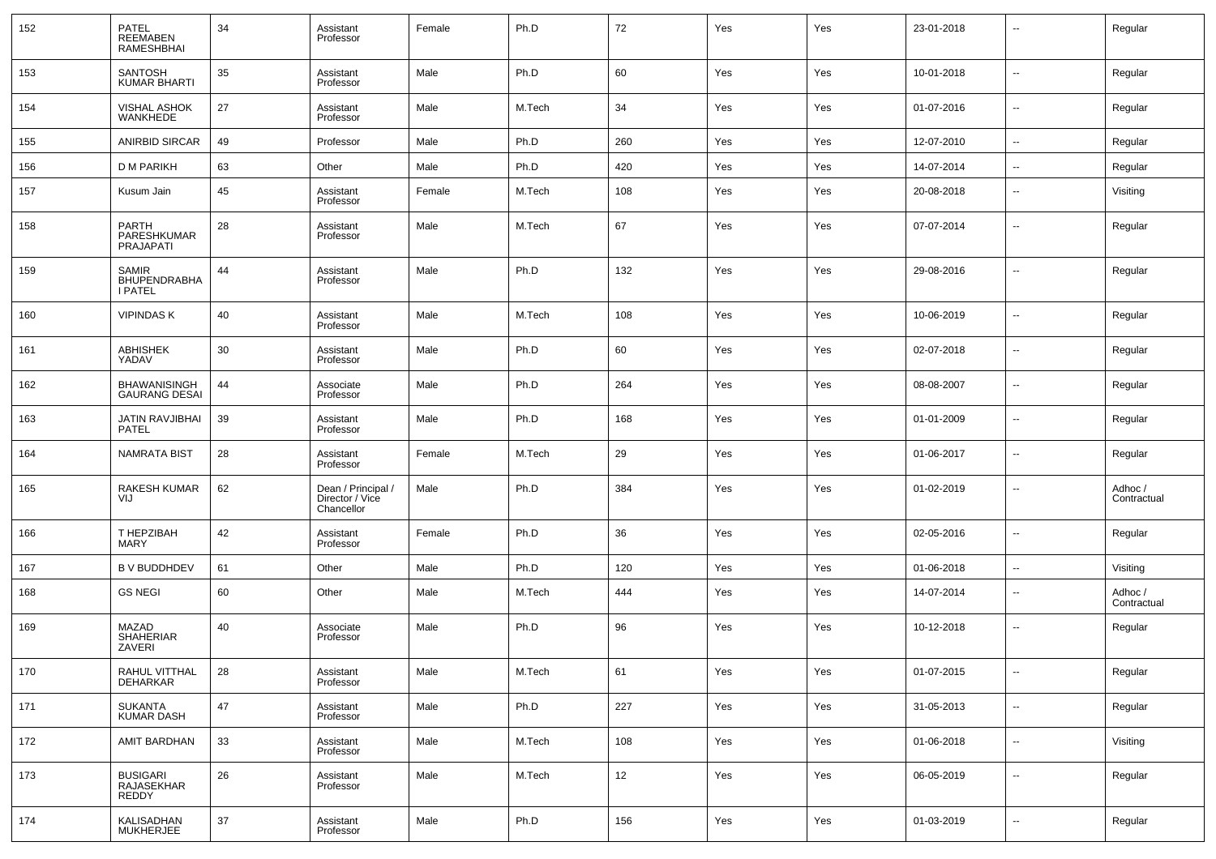| | | | | | | | | | | | |
|---|---|---|---|---|---|---|---|---|---|---|---|
| 152 | PATEL REEMABEN RAMESHBHAI | 34 | Assistant Professor | Female | Ph.D | 72 | Yes | Yes | 23-01-2018 | -- | Regular |
| 153 | SANTOSH KUMAR BHARTI | 35 | Assistant Professor | Male | Ph.D | 60 | Yes | Yes | 10-01-2018 | -- | Regular |
| 154 | VISHAL ASHOK WANKHEDE | 27 | Assistant Professor | Male | M.Tech | 34 | Yes | Yes | 01-07-2016 | -- | Regular |
| 155 | ANIRBID SIRCAR | 49 | Professor | Male | Ph.D | 260 | Yes | Yes | 12-07-2010 | -- | Regular |
| 156 | D M PARIKH | 63 | Other | Male | Ph.D | 420 | Yes | Yes | 14-07-2014 | -- | Regular |
| 157 | Kusum Jain | 45 | Assistant Professor | Female | M.Tech | 108 | Yes | Yes | 20-08-2018 | -- | Visiting |
| 158 | PARTH PARESHKUMAR PRAJAPATI | 28 | Assistant Professor | Male | M.Tech | 67 | Yes | Yes | 07-07-2014 | -- | Regular |
| 159 | SAMIR BHUPENDRABHAI PATEL | 44 | Assistant Professor | Male | Ph.D | 132 | Yes | Yes | 29-08-2016 | -- | Regular |
| 160 | VIPINDAS K | 40 | Assistant Professor | Male | M.Tech | 108 | Yes | Yes | 10-06-2019 | -- | Regular |
| 161 | ABHISHEK YADAV | 30 | Assistant Professor | Male | Ph.D | 60 | Yes | Yes | 02-07-2018 | -- | Regular |
| 162 | BHAWANISINGH GAURANG DESAI | 44 | Associate Professor | Male | Ph.D | 264 | Yes | Yes | 08-08-2007 | -- | Regular |
| 163 | JATIN RAVJIBHAI PATEL | 39 | Assistant Professor | Male | Ph.D | 168 | Yes | Yes | 01-01-2009 | -- | Regular |
| 164 | NAMRATA BIST | 28 | Assistant Professor | Female | M.Tech | 29 | Yes | Yes | 01-06-2017 | -- | Regular |
| 165 | RAKESH KUMAR VIJ | 62 | Dean / Principal / Director / Vice Chancellor | Male | Ph.D | 384 | Yes | Yes | 01-02-2019 | -- | Adhoc / Contractual |
| 166 | T HEPZIBAH MARY | 42 | Assistant Professor | Female | Ph.D | 36 | Yes | Yes | 02-05-2016 | -- | Regular |
| 167 | B V BUDDHDEV | 61 | Other | Male | Ph.D | 120 | Yes | Yes | 01-06-2018 | -- | Visiting |
| 168 | GS NEGI | 60 | Other | Male | M.Tech | 444 | Yes | Yes | 14-07-2014 | -- | Adhoc / Contractual |
| 169 | MAZAD SHAHERIAR ZAVERI | 40 | Associate Professor | Male | Ph.D | 96 | Yes | Yes | 10-12-2018 | -- | Regular |
| 170 | RAHUL VITTHAL DEHARKAR | 28 | Assistant Professor | Male | M.Tech | 61 | Yes | Yes | 01-07-2015 | -- | Regular |
| 171 | SUKANTA KUMAR DASH | 47 | Assistant Professor | Male | Ph.D | 227 | Yes | Yes | 31-05-2013 | -- | Regular |
| 172 | AMIT BARDHAN | 33 | Assistant Professor | Male | M.Tech | 108 | Yes | Yes | 01-06-2018 | -- | Visiting |
| 173 | BUSIGARI RAJASEKHAR REDDY | 26 | Assistant Professor | Male | M.Tech | 12 | Yes | Yes | 06-05-2019 | -- | Regular |
| 174 | KALISADHAN MUKHERJEE | 37 | Assistant Professor | Male | Ph.D | 156 | Yes | Yes | 01-03-2019 | -- | Regular |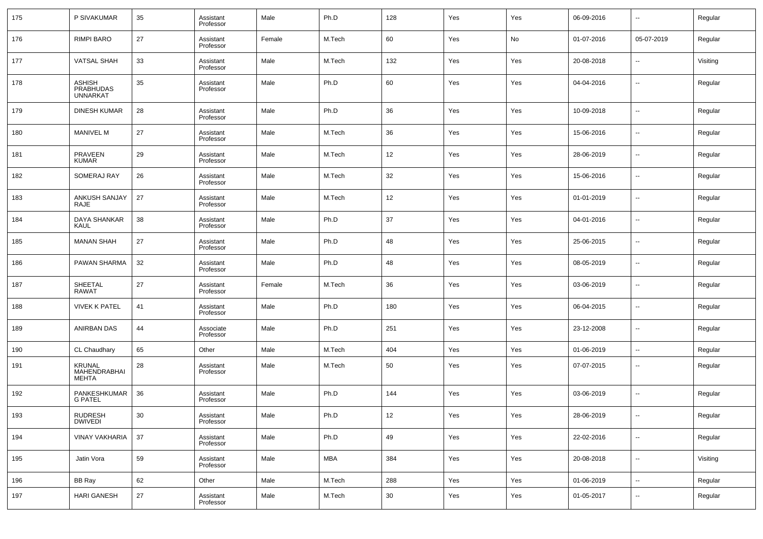| | | | | | | | | | | | |
|---|---|---|---|---|---|---|---|---|---|---|---|
| 175 | P SIVAKUMAR | 35 | Assistant Professor | Male | Ph.D | 128 | Yes | Yes | 06-09-2016 | -- | Regular |
| 176 | RIMPI BARO | 27 | Assistant Professor | Female | M.Tech | 60 | Yes | No | 01-07-2016 | 05-07-2019 | Regular |
| 177 | VATSAL SHAH | 33 | Assistant Professor | Male | M.Tech | 132 | Yes | Yes | 20-08-2018 | -- | Visiting |
| 178 | ASHISH PRABHUDAS UNNARKAT | 35 | Assistant Professor | Male | Ph.D | 60 | Yes | Yes | 04-04-2016 | -- | Regular |
| 179 | DINESH KUMAR | 28 | Assistant Professor | Male | Ph.D | 36 | Yes | Yes | 10-09-2018 | -- | Regular |
| 180 | MANIVEL M | 27 | Assistant Professor | Male | M.Tech | 36 | Yes | Yes | 15-06-2016 | -- | Regular |
| 181 | PRAVEEN KUMAR | 29 | Assistant Professor | Male | M.Tech | 12 | Yes | Yes | 28-06-2019 | -- | Regular |
| 182 | SOMERAJ RAY | 26 | Assistant Professor | Male | M.Tech | 32 | Yes | Yes | 15-06-2016 | -- | Regular |
| 183 | ANKUSH SANJAY RAJE | 27 | Assistant Professor | Male | M.Tech | 12 | Yes | Yes | 01-01-2019 | -- | Regular |
| 184 | DAYA SHANKAR KAUL | 38 | Assistant Professor | Male | Ph.D | 37 | Yes | Yes | 04-01-2016 | -- | Regular |
| 185 | MANAN SHAH | 27 | Assistant Professor | Male | Ph.D | 48 | Yes | Yes | 25-06-2015 | -- | Regular |
| 186 | PAWAN SHARMA | 32 | Assistant Professor | Male | Ph.D | 48 | Yes | Yes | 08-05-2019 | -- | Regular |
| 187 | SHEETAL RAWAT | 27 | Assistant Professor | Female | M.Tech | 36 | Yes | Yes | 03-06-2019 | -- | Regular |
| 188 | VIVEK K PATEL | 41 | Assistant Professor | Male | Ph.D | 180 | Yes | Yes | 06-04-2015 | -- | Regular |
| 189 | ANIRBAN DAS | 44 | Associate Professor | Male | Ph.D | 251 | Yes | Yes | 23-12-2008 | -- | Regular |
| 190 | CL Chaudhary | 65 | Other | Male | M.Tech | 404 | Yes | Yes | 01-06-2019 | -- | Regular |
| 191 | KRUNAL MAHENDRABHAI MEHTA | 28 | Assistant Professor | Male | M.Tech | 50 | Yes | Yes | 07-07-2015 | -- | Regular |
| 192 | PANKESHKUMAR G PATEL | 36 | Assistant Professor | Male | Ph.D | 144 | Yes | Yes | 03-06-2019 | -- | Regular |
| 193 | RUDRESH DWIVEDI | 30 | Assistant Professor | Male | Ph.D | 12 | Yes | Yes | 28-06-2019 | -- | Regular |
| 194 | VINAY VAKHARIA | 37 | Assistant Professor | Male | Ph.D | 49 | Yes | Yes | 22-02-2016 | -- | Regular |
| 195 | Jatin Vora | 59 | Assistant Professor | Male | MBA | 384 | Yes | Yes | 20-08-2018 | -- | Visiting |
| 196 | BB Ray | 62 | Other | Male | M.Tech | 288 | Yes | Yes | 01-06-2019 | -- | Regular |
| 197 | HARI GANESH | 27 | Assistant Professor | Male | M.Tech | 30 | Yes | Yes | 01-05-2017 | -- | Regular |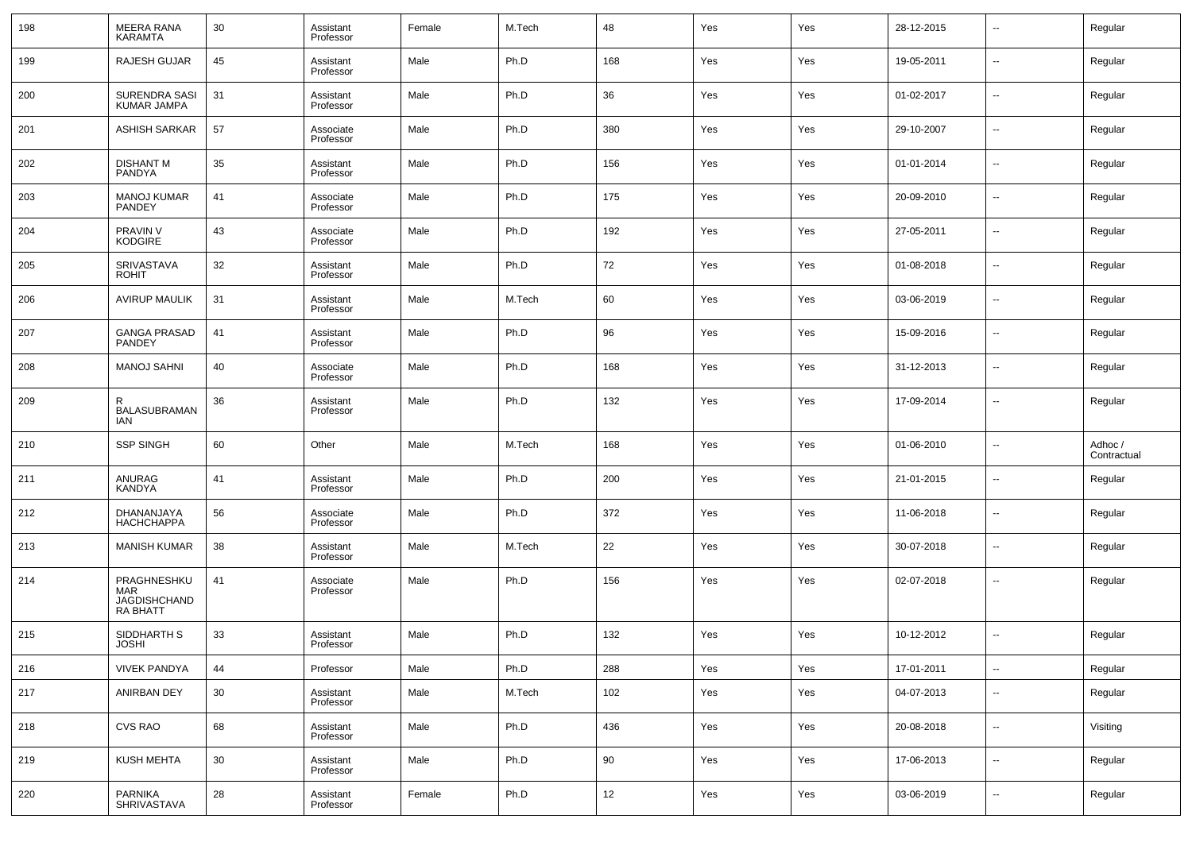| | | | | | | | | | | | |
|---|---|---|---|---|---|---|---|---|---|---|---|
| 198 | MEERA RANA KARAMTA | 30 | Assistant Professor | Female | M.Tech | 48 | Yes | Yes | 28-12-2015 | -- | Regular |
| 199 | RAJESH GUJAR | 45 | Assistant Professor | Male | Ph.D | 168 | Yes | Yes | 19-05-2011 | -- | Regular |
| 200 | SURENDRA SASI KUMAR JAMPA | 31 | Assistant Professor | Male | Ph.D | 36 | Yes | Yes | 01-02-2017 | -- | Regular |
| 201 | ASHISH SARKAR | 57 | Associate Professor | Male | Ph.D | 380 | Yes | Yes | 29-10-2007 | -- | Regular |
| 202 | DISHANT M PANDYA | 35 | Assistant Professor | Male | Ph.D | 156 | Yes | Yes | 01-01-2014 | -- | Regular |
| 203 | MANOJ KUMAR PANDEY | 41 | Associate Professor | Male | Ph.D | 175 | Yes | Yes | 20-09-2010 | -- | Regular |
| 204 | PRAVIN V KODGIRE | 43 | Associate Professor | Male | Ph.D | 192 | Yes | Yes | 27-05-2011 | -- | Regular |
| 205 | SRIVASTAVA ROHIT | 32 | Assistant Professor | Male | Ph.D | 72 | Yes | Yes | 01-08-2018 | -- | Regular |
| 206 | AVIRUP MAULIK | 31 | Assistant Professor | Male | M.Tech | 60 | Yes | Yes | 03-06-2019 | -- | Regular |
| 207 | GANGA PRASAD PANDEY | 41 | Assistant Professor | Male | Ph.D | 96 | Yes | Yes | 15-09-2016 | -- | Regular |
| 208 | MANOJ SAHNI | 40 | Associate Professor | Male | Ph.D | 168 | Yes | Yes | 31-12-2013 | -- | Regular |
| 209 | R BALASUBRAMANIAN | 36 | Assistant Professor | Male | Ph.D | 132 | Yes | Yes | 17-09-2014 | -- | Regular |
| 210 | SSP SINGH | 60 | Other | Male | M.Tech | 168 | Yes | Yes | 01-06-2010 | -- | Adhoc / Contractual |
| 211 | ANURAG KANDYA | 41 | Assistant Professor | Male | Ph.D | 200 | Yes | Yes | 21-01-2015 | -- | Regular |
| 212 | DHANANJAYA HACHCHAPPA | 56 | Associate Professor | Male | Ph.D | 372 | Yes | Yes | 11-06-2018 | -- | Regular |
| 213 | MANISH KUMAR | 38 | Assistant Professor | Male | M.Tech | 22 | Yes | Yes | 30-07-2018 | -- | Regular |
| 214 | PRAGHNESHKUMAR JAGDISHCHANDRA BHATT | 41 | Associate Professor | Male | Ph.D | 156 | Yes | Yes | 02-07-2018 | -- | Regular |
| 215 | SIDDHARTH S JOSHI | 33 | Assistant Professor | Male | Ph.D | 132 | Yes | Yes | 10-12-2012 | -- | Regular |
| 216 | VIVEK PANDYA | 44 | Professor | Male | Ph.D | 288 | Yes | Yes | 17-01-2011 | -- | Regular |
| 217 | ANIRBAN DEY | 30 | Assistant Professor | Male | M.Tech | 102 | Yes | Yes | 04-07-2013 | -- | Regular |
| 218 | CVS RAO | 68 | Assistant Professor | Male | Ph.D | 436 | Yes | Yes | 20-08-2018 | -- | Visiting |
| 219 | KUSH MEHTA | 30 | Assistant Professor | Male | Ph.D | 90 | Yes | Yes | 17-06-2013 | -- | Regular |
| 220 | PARNIKA SHRIVASTAVA | 28 | Assistant Professor | Female | Ph.D | 12 | Yes | Yes | 03-06-2019 | -- | Regular |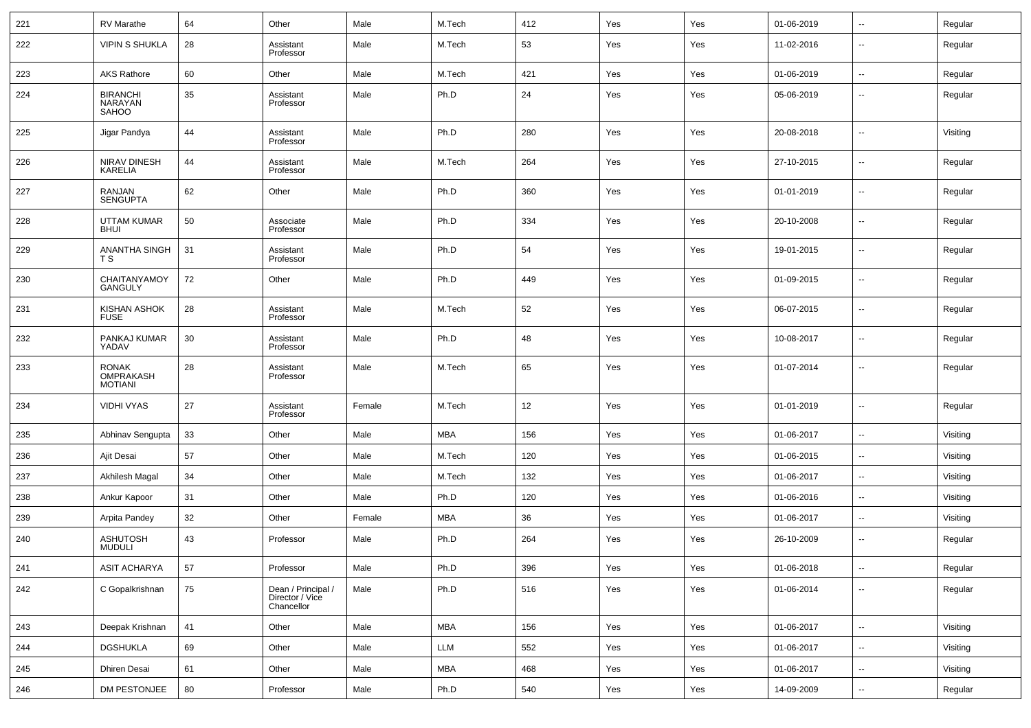| 221 | RV Marathe | 64 | Other | Male | M.Tech | 412 | Yes | Yes | 01-06-2019 | -- | Regular |
|---|---|---|---|---|---|---|---|---|---|---|---|
| 222 | VIPIN S SHUKLA | 28 | Assistant Professor | Male | M.Tech | 53 | Yes | Yes | 11-02-2016 | -- | Regular |
| 223 | AKS Rathore | 60 | Other | Male | M.Tech | 421 | Yes | Yes | 01-06-2019 | -- | Regular |
| 224 | BIRANCHI NARAYAN SAHOO | 35 | Assistant Professor | Male | Ph.D | 24 | Yes | Yes | 05-06-2019 | -- | Regular |
| 225 | Jigar Pandya | 44 | Assistant Professor | Male | Ph.D | 280 | Yes | Yes | 20-08-2018 | -- | Visiting |
| 226 | NIRAV DINESH KARELIA | 44 | Assistant Professor | Male | M.Tech | 264 | Yes | Yes | 27-10-2015 | -- | Regular |
| 227 | RANJAN SENGUPTA | 62 | Other | Male | Ph.D | 360 | Yes | Yes | 01-01-2019 | -- | Regular |
| 228 | UTTAM KUMAR BHUI | 50 | Associate Professor | Male | Ph.D | 334 | Yes | Yes | 20-10-2008 | -- | Regular |
| 229 | ANANTHA SINGH T S | 31 | Assistant Professor | Male | Ph.D | 54 | Yes | Yes | 19-01-2015 | -- | Regular |
| 230 | CHAITANYAMOY GANGULY | 72 | Other | Male | Ph.D | 449 | Yes | Yes | 01-09-2015 | -- | Regular |
| 231 | KISHAN ASHOK FUSE | 28 | Assistant Professor | Male | M.Tech | 52 | Yes | Yes | 06-07-2015 | -- | Regular |
| 232 | PANKAJ KUMAR YADAV | 30 | Assistant Professor | Male | Ph.D | 48 | Yes | Yes | 10-08-2017 | -- | Regular |
| 233 | RONAK OMPRAKASH MOTIANI | 28 | Assistant Professor | Male | M.Tech | 65 | Yes | Yes | 01-07-2014 | -- | Regular |
| 234 | VIDHI VYAS | 27 | Assistant Professor | Female | M.Tech | 12 | Yes | Yes | 01-01-2019 | -- | Regular |
| 235 | Abhinav Sengupta | 33 | Other | Male | MBA | 156 | Yes | Yes | 01-06-2017 | -- | Visiting |
| 236 | Ajit Desai | 57 | Other | Male | M.Tech | 120 | Yes | Yes | 01-06-2015 | -- | Visiting |
| 237 | Akhilesh Magal | 34 | Other | Male | M.Tech | 132 | Yes | Yes | 01-06-2017 | -- | Visiting |
| 238 | Ankur Kapoor | 31 | Other | Male | Ph.D | 120 | Yes | Yes | 01-06-2016 | -- | Visiting |
| 239 | Arpita Pandey | 32 | Other | Female | MBA | 36 | Yes | Yes | 01-06-2017 | -- | Visiting |
| 240 | ASHUTOSH MUDULI | 43 | Professor | Male | Ph.D | 264 | Yes | Yes | 26-10-2009 | -- | Regular |
| 241 | ASIT ACHARYA | 57 | Professor | Male | Ph.D | 396 | Yes | Yes | 01-06-2018 | -- | Regular |
| 242 | C Gopalkrishnan | 75 | Dean / Principal / Director / Vice Chancellor | Male | Ph.D | 516 | Yes | Yes | 01-06-2014 | -- | Regular |
| 243 | Deepak Krishnan | 41 | Other | Male | MBA | 156 | Yes | Yes | 01-06-2017 | -- | Visiting |
| 244 | DGSHUKLA | 69 | Other | Male | LLM | 552 | Yes | Yes | 01-06-2017 | -- | Visiting |
| 245 | Dhiren Desai | 61 | Other | Male | MBA | 468 | Yes | Yes | 01-06-2017 | -- | Visiting |
| 246 | DM PESTONJEE | 80 | Professor | Male | Ph.D | 540 | Yes | Yes | 14-09-2009 | -- | Regular |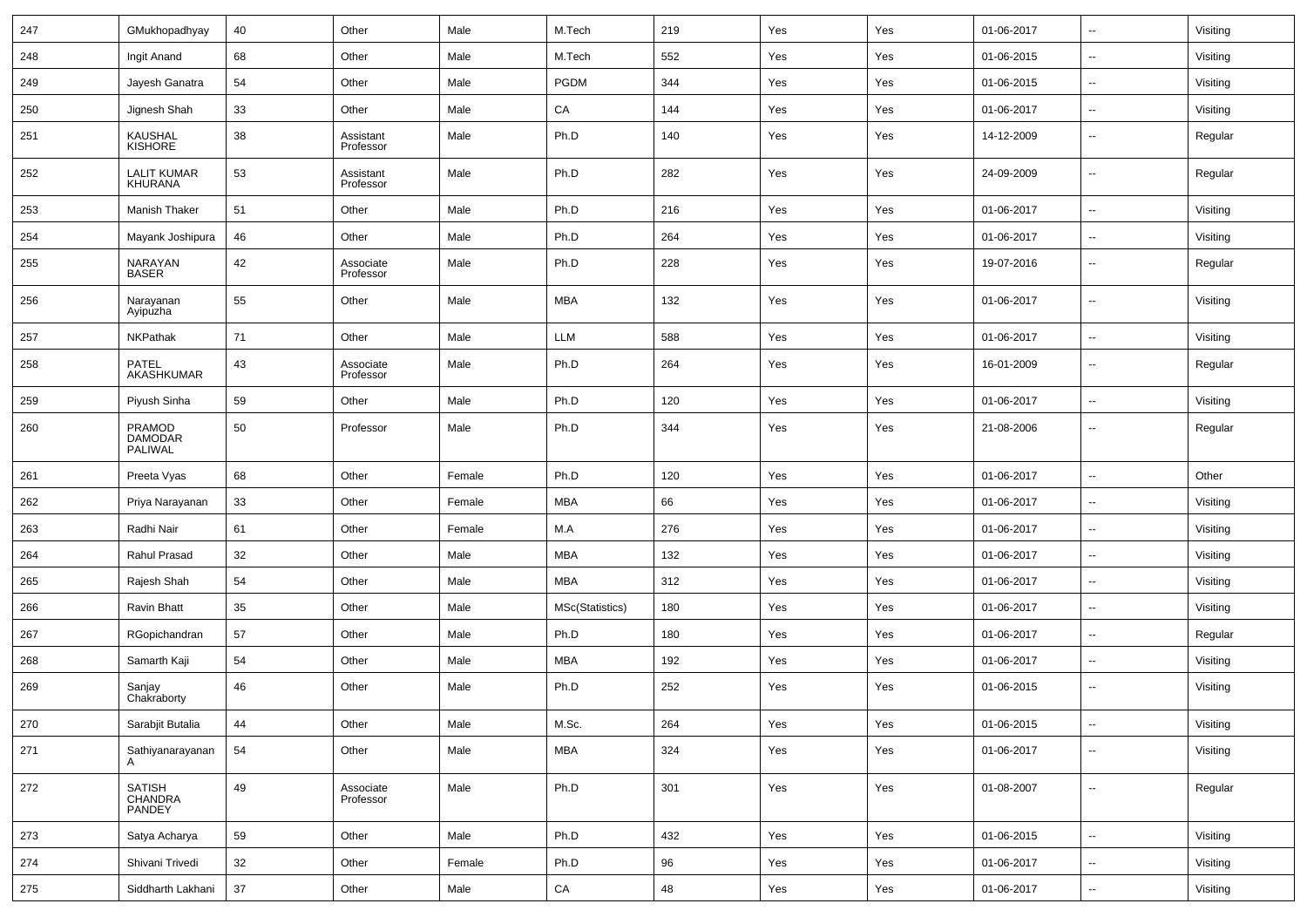| | | | | | | | | | | | |
|---|---|---|---|---|---|---|---|---|---|---|---|
| 247 | GMukhopadhyay | 40 | Other | Male | M.Tech | 219 | Yes | Yes | 01-06-2017 | -- | Visiting |
| 248 | Ingit Anand | 68 | Other | Male | M.Tech | 552 | Yes | Yes | 01-06-2015 | -- | Visiting |
| 249 | Jayesh Ganatra | 54 | Other | Male | PGDM | 344 | Yes | Yes | 01-06-2015 | -- | Visiting |
| 250 | Jignesh Shah | 33 | Other | Male | CA | 144 | Yes | Yes | 01-06-2017 | -- | Visiting |
| 251 | KAUSHAL KISHORE | 38 | Assistant Professor | Male | Ph.D | 140 | Yes | Yes | 14-12-2009 | -- | Regular |
| 252 | LALIT KUMAR KHURANA | 53 | Assistant Professor | Male | Ph.D | 282 | Yes | Yes | 24-09-2009 | -- | Regular |
| 253 | Manish Thaker | 51 | Other | Male | Ph.D | 216 | Yes | Yes | 01-06-2017 | -- | Visiting |
| 254 | Mayank Joshipura | 46 | Other | Male | Ph.D | 264 | Yes | Yes | 01-06-2017 | -- | Visiting |
| 255 | NARAYAN BASER | 42 | Associate Professor | Male | Ph.D | 228 | Yes | Yes | 19-07-2016 | -- | Regular |
| 256 | Narayanan Ayipuzha | 55 | Other | Male | MBA | 132 | Yes | Yes | 01-06-2017 | -- | Visiting |
| 257 | NKPathak | 71 | Other | Male | LLM | 588 | Yes | Yes | 01-06-2017 | -- | Visiting |
| 258 | PATEL AKASHKUMAR | 43 | Associate Professor | Male | Ph.D | 264 | Yes | Yes | 16-01-2009 | -- | Regular |
| 259 | Piyush Sinha | 59 | Other | Male | Ph.D | 120 | Yes | Yes | 01-06-2017 | -- | Visiting |
| 260 | PRAMOD DAMODAR PALIWAL | 50 | Professor | Male | Ph.D | 344 | Yes | Yes | 21-08-2006 | -- | Regular |
| 261 | Preeta Vyas | 68 | Other | Female | Ph.D | 120 | Yes | Yes | 01-06-2017 | -- | Other |
| 262 | Priya Narayanan | 33 | Other | Female | MBA | 66 | Yes | Yes | 01-06-2017 | -- | Visiting |
| 263 | Radhi Nair | 61 | Other | Female | M.A | 276 | Yes | Yes | 01-06-2017 | -- | Visiting |
| 264 | Rahul Prasad | 32 | Other | Male | MBA | 132 | Yes | Yes | 01-06-2017 | -- | Visiting |
| 265 | Rajesh Shah | 54 | Other | Male | MBA | 312 | Yes | Yes | 01-06-2017 | -- | Visiting |
| 266 | Ravin Bhatt | 35 | Other | Male | MSc(Statistics) | 180 | Yes | Yes | 01-06-2017 | -- | Visiting |
| 267 | RGopichandran | 57 | Other | Male | Ph.D | 180 | Yes | Yes | 01-06-2017 | -- | Regular |
| 268 | Samarth Kaji | 54 | Other | Male | MBA | 192 | Yes | Yes | 01-06-2017 | -- | Visiting |
| 269 | Sanjay Chakraborty | 46 | Other | Male | Ph.D | 252 | Yes | Yes | 01-06-2015 | -- | Visiting |
| 270 | Sarabjit Butalia | 44 | Other | Male | M.Sc. | 264 | Yes | Yes | 01-06-2015 | -- | Visiting |
| 271 | Sathiyanarayanan A | 54 | Other | Male | MBA | 324 | Yes | Yes | 01-06-2017 | -- | Visiting |
| 272 | SATISH CHANDRA PANDEY | 49 | Associate Professor | Male | Ph.D | 301 | Yes | Yes | 01-08-2007 | -- | Regular |
| 273 | Satya Acharya | 59 | Other | Male | Ph.D | 432 | Yes | Yes | 01-06-2015 | -- | Visiting |
| 274 | Shivani Trivedi | 32 | Other | Female | Ph.D | 96 | Yes | Yes | 01-06-2017 | -- | Visiting |
| 275 | Siddharth Lakhani | 37 | Other | Male | CA | 48 | Yes | Yes | 01-06-2017 | -- | Visiting |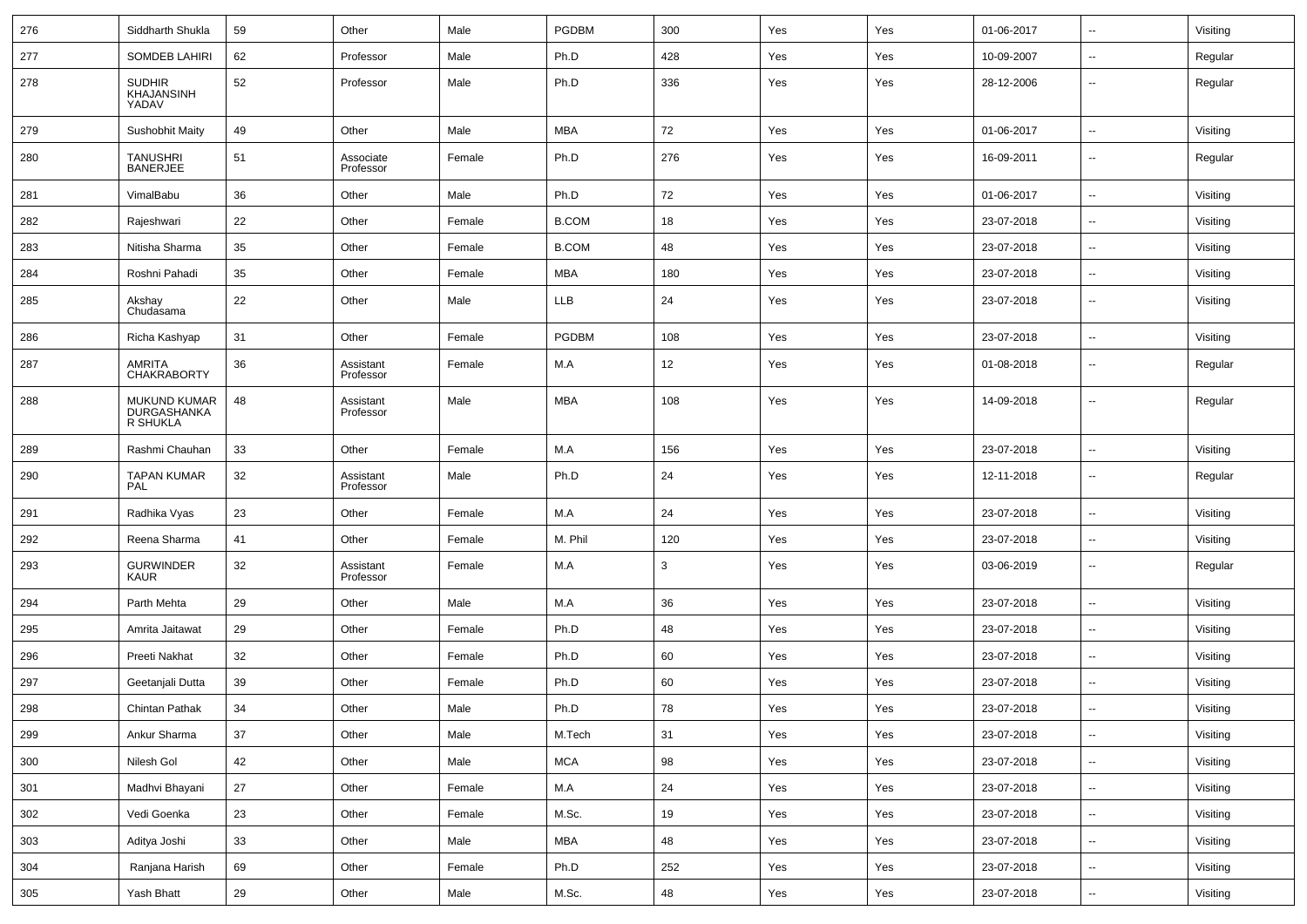| 276 | Siddharth Shukla | 59 | Other | Male | PGDBM | 300 | Yes | Yes | 01-06-2017 | -- | Visiting |
|---|---|---|---|---|---|---|---|---|---|---|---|
| 277 | SOMDEB LAHIRI | 62 | Professor | Male | Ph.D | 428 | Yes | Yes | 10-09-2007 | -- | Regular |
| 278 | SUDHIR KHAJANSINH YADAV | 52 | Professor | Male | Ph.D | 336 | Yes | Yes | 28-12-2006 | -- | Regular |
| 279 | Sushobhit Maity | 49 | Other | Male | MBA | 72 | Yes | Yes | 01-06-2017 | -- | Visiting |
| 280 | TANUSHRI BANERJEE | 51 | Associate Professor | Female | Ph.D | 276 | Yes | Yes | 16-09-2011 | -- | Regular |
| 281 | VimalBabu | 36 | Other | Male | Ph.D | 72 | Yes | Yes | 01-06-2017 | -- | Visiting |
| 282 | Rajeshwari | 22 | Other | Female | B.COM | 18 | Yes | Yes | 23-07-2018 | -- | Visiting |
| 283 | Nitisha Sharma | 35 | Other | Female | B.COM | 48 | Yes | Yes | 23-07-2018 | -- | Visiting |
| 284 | Roshni Pahadi | 35 | Other | Female | MBA | 180 | Yes | Yes | 23-07-2018 | -- | Visiting |
| 285 | Akshay Chudasama | 22 | Other | Male | LLB | 24 | Yes | Yes | 23-07-2018 | -- | Visiting |
| 286 | Richa Kashyap | 31 | Other | Female | PGDBM | 108 | Yes | Yes | 23-07-2018 | -- | Visiting |
| 287 | AMRITA CHAKRABORTY | 36 | Assistant Professor | Female | M.A | 12 | Yes | Yes | 01-08-2018 | -- | Regular |
| 288 | MUKUND KUMAR DURGASHANKA R SHUKLA | 48 | Assistant Professor | Male | MBA | 108 | Yes | Yes | 14-09-2018 | -- | Regular |
| 289 | Rashmi Chauhan | 33 | Other | Female | M.A | 156 | Yes | Yes | 23-07-2018 | -- | Visiting |
| 290 | TAPAN KUMAR PAL | 32 | Assistant Professor | Male | Ph.D | 24 | Yes | Yes | 12-11-2018 | -- | Regular |
| 291 | Radhika Vyas | 23 | Other | Female | M.A | 24 | Yes | Yes | 23-07-2018 | -- | Visiting |
| 292 | Reena Sharma | 41 | Other | Female | M. Phil | 120 | Yes | Yes | 23-07-2018 | -- | Visiting |
| 293 | GURWINDER KAUR | 32 | Assistant Professor | Female | M.A | 3 | Yes | Yes | 03-06-2019 | -- | Regular |
| 294 | Parth Mehta | 29 | Other | Male | M.A | 36 | Yes | Yes | 23-07-2018 | -- | Visiting |
| 295 | Amrita Jaitawat | 29 | Other | Female | Ph.D | 48 | Yes | Yes | 23-07-2018 | -- | Visiting |
| 296 | Preeti Nakhat | 32 | Other | Female | Ph.D | 60 | Yes | Yes | 23-07-2018 | -- | Visiting |
| 297 | Geetanjali Dutta | 39 | Other | Female | Ph.D | 60 | Yes | Yes | 23-07-2018 | -- | Visiting |
| 298 | Chintan Pathak | 34 | Other | Male | Ph.D | 78 | Yes | Yes | 23-07-2018 | -- | Visiting |
| 299 | Ankur Sharma | 37 | Other | Male | M.Tech | 31 | Yes | Yes | 23-07-2018 | -- | Visiting |
| 300 | Nilesh Gol | 42 | Other | Male | MCA | 98 | Yes | Yes | 23-07-2018 | -- | Visiting |
| 301 | Madhvi Bhayani | 27 | Other | Female | M.A | 24 | Yes | Yes | 23-07-2018 | -- | Visiting |
| 302 | Vedi Goenka | 23 | Other | Female | M.Sc. | 19 | Yes | Yes | 23-07-2018 | -- | Visiting |
| 303 | Aditya Joshi | 33 | Other | Male | MBA | 48 | Yes | Yes | 23-07-2018 | -- | Visiting |
| 304 | Ranjana Harish | 69 | Other | Female | Ph.D | 252 | Yes | Yes | 23-07-2018 | -- | Visiting |
| 305 | Yash Bhatt | 29 | Other | Male | M.Sc. | 48 | Yes | Yes | 23-07-2018 | -- | Visiting |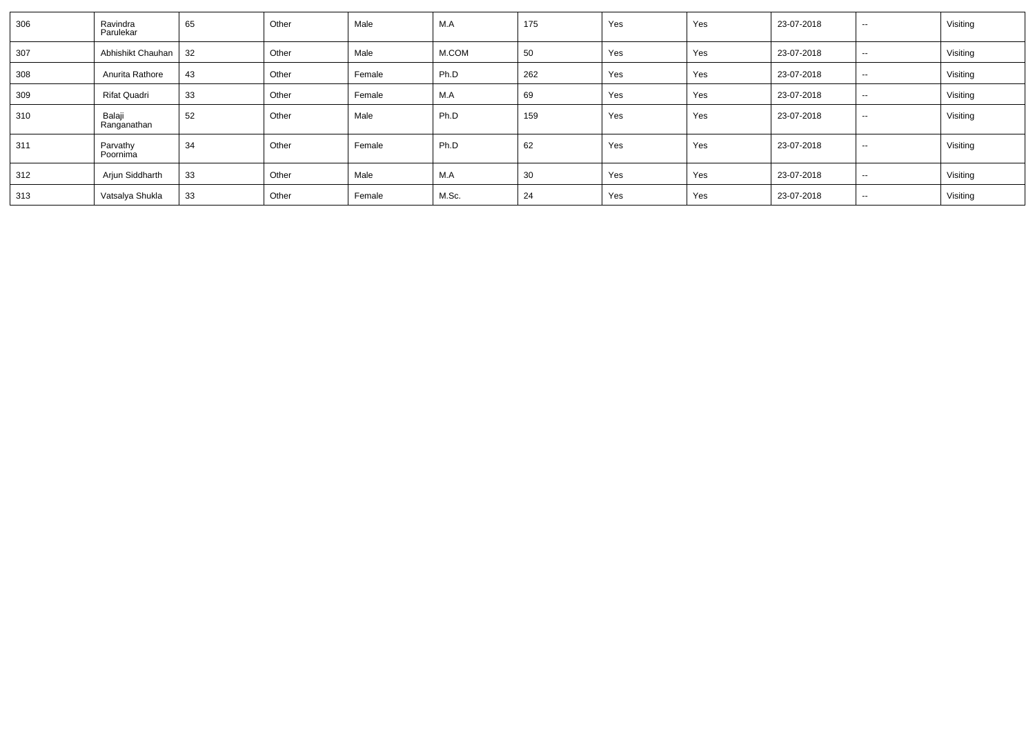| | | | | | | | | | | | |
|---|---|---|---|---|---|---|---|---|---|---|---|
| 306 | Ravindra Parulekar | 65 | Other | Male | M.A | 175 | Yes | Yes | 23-07-2018 | -- | Visiting |
| 307 | Abhishikt Chauhan | 32 | Other | Male | M.COM | 50 | Yes | Yes | 23-07-2018 | -- | Visiting |
| 308 | Anurita Rathore | 43 | Other | Female | Ph.D | 262 | Yes | Yes | 23-07-2018 | -- | Visiting |
| 309 | Rifat Quadri | 33 | Other | Female | M.A | 69 | Yes | Yes | 23-07-2018 | -- | Visiting |
| 310 | Balaji Ranganathan | 52 | Other | Male | Ph.D | 159 | Yes | Yes | 23-07-2018 | -- | Visiting |
| 311 | Parvathy Poornima | 34 | Other | Female | Ph.D | 62 | Yes | Yes | 23-07-2018 | -- | Visiting |
| 312 | Arjun Siddharth | 33 | Other | Male | M.A | 30 | Yes | Yes | 23-07-2018 | -- | Visiting |
| 313 | Vatsalya Shukla | 33 | Other | Female | M.Sc. | 24 | Yes | Yes | 23-07-2018 | -- | Visiting |